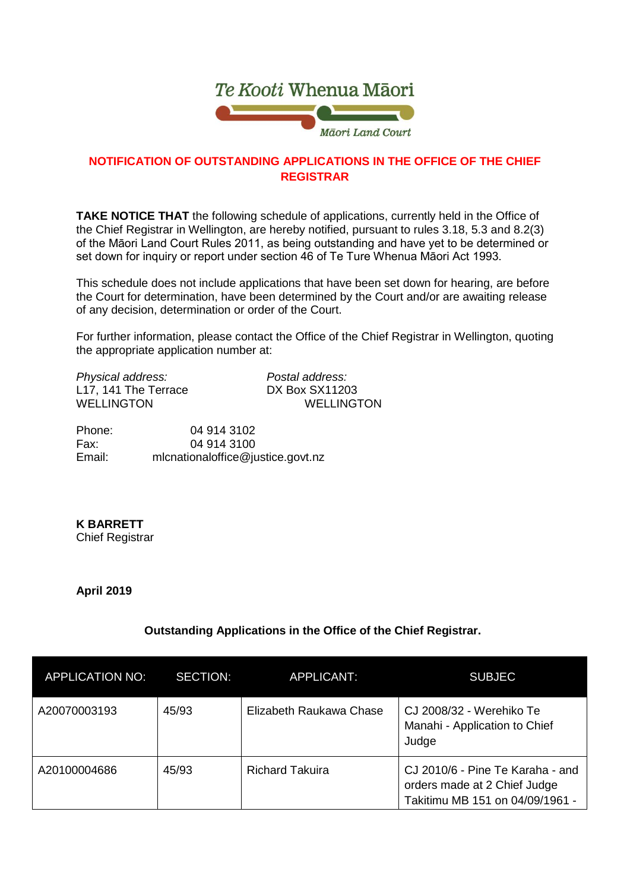Te Kooti Whenua Māori

Māori Land Court

## NOTIFICATION OF OUTSTANDING APPLICATIONS IN THE OFFICE OF THE CHIEF REGISTRAR

**TAKE NOTICE THAT** the following schedule of applications, currently held in the Office of the Chief Registrar in Wellington, are hereby notified, pursuant to rules 3.18, 5.3 and 8.2(3) of the Māori Land Court Rules 2011, as being outstanding and have yet to be determined or set down for inquiry or report under section 46 of Te Ture Whenua Māori Act 1993.

This schedule does not include applications that have been set down for hearing, are before the Court for determination, have been determined by the Court and/or are awaiting release of any decision, determination or order of the Court.

For further information, please contact the Office of the Chief Registrar in Wellington, quoting the appropriate application number at:

*Physical address:*
L17, 141 The Terrace
WELLINGTON

*Postal address:*
DX Box SX11203
WELLINGTON

Phone: 04 914 3102
Fax: 04 914 3100
Email: mlcnationaloffice@justice.govt.nz

**K BARRETT**
Chief Registrar

**April 2019**

**Outstanding Applications in the Office of the Chief Registrar.**

| APPLICATION NO: | SECTION: | APPLICANT: | SUBJEC |
|---|---|---|---|
| A20070003193 | 45/93 | Elizabeth Raukawa Chase | CJ 2008/32 - Werehiko Te Manahi - Application to Chief Judge |
| A20100004686 | 45/93 | Richard Takuira | CJ 2010/6 - Pine Te Karaha - and orders made at 2 Chief Judge Takitimu MB 151 on 04/09/1961 - |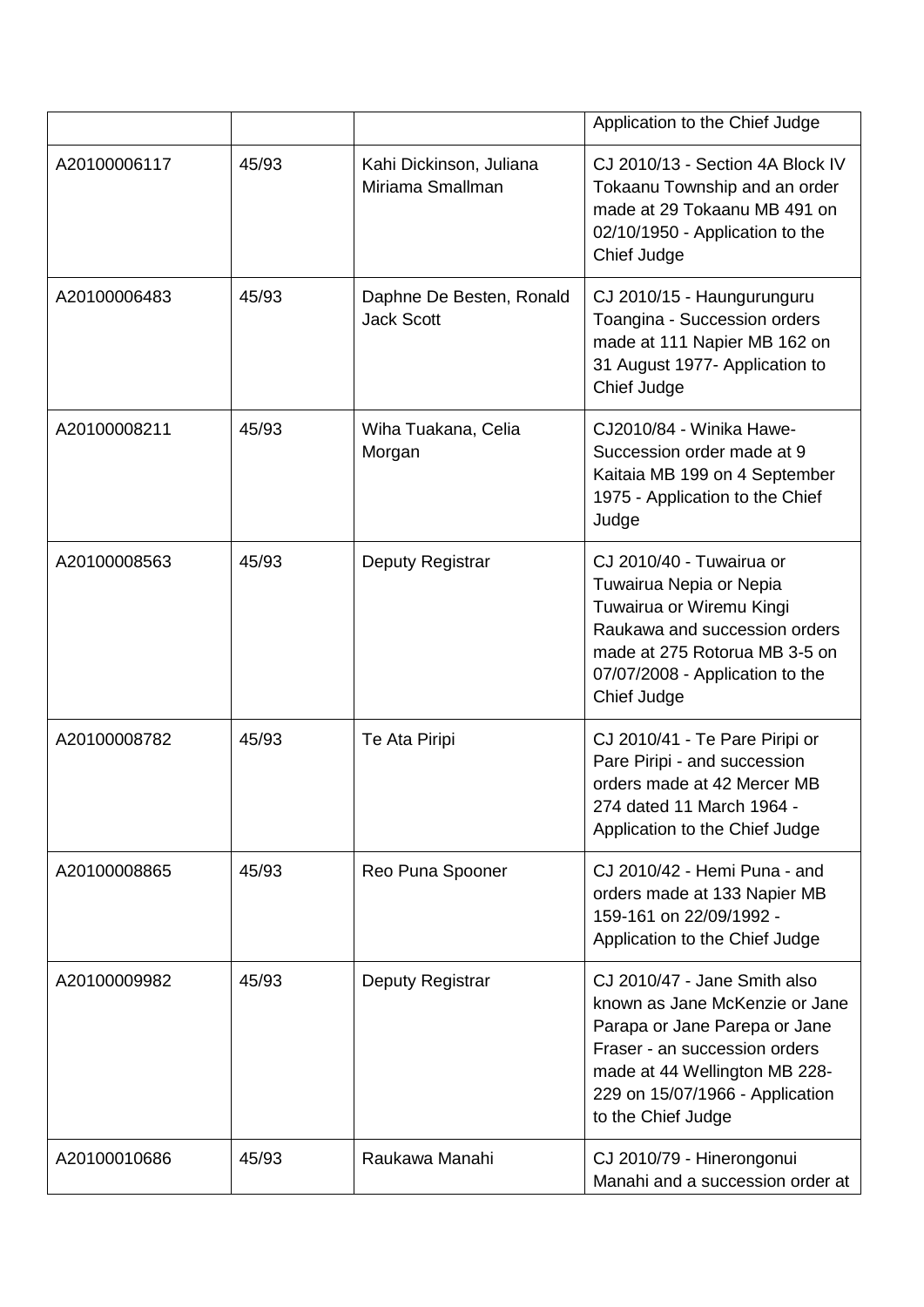| | | | |
|---|---|---|---|
| | | | Application to the Chief Judge |
| A20100006117 | 45/93 | Kahi Dickinson, Juliana Miriama Smallman | CJ 2010/13 - Section 4A Block IV Tokaanu Township and an order made at 29 Tokaanu MB 491 on 02/10/1950 - Application to the Chief Judge |
| A20100006483 | 45/93 | Daphne De Besten, Ronald Jack Scott | CJ 2010/15 - Haungurunguru Toangina - Succession orders made at 111 Napier MB 162 on 31 August 1977- Application to Chief Judge |
| A20100008211 | 45/93 | Wiha Tuakana, Celia Morgan | CJ2010/84 - Winika Hawe- Succession order made at 9 Kaitaia MB 199 on 4 September 1975 - Application to the Chief Judge |
| A20100008563 | 45/93 | Deputy Registrar | CJ 2010/40 - Tuwairua or Tuwairua Nepia or Nepia Tuwairua or Wiremu Kingi Raukawa and succession orders made at 275 Rotorua MB 3-5 on 07/07/2008 - Application to the Chief Judge |
| A20100008782 | 45/93 | Te Ata Piripi | CJ 2010/41 - Te Pare Piripi or Pare Piripi - and succession orders made at 42 Mercer MB 274 dated 11 March 1964 - Application to the Chief Judge |
| A20100008865 | 45/93 | Reo Puna Spooner | CJ 2010/42 - Hemi Puna - and orders made at 133 Napier MB 159-161 on 22/09/1992 - Application to the Chief Judge |
| A20100009982 | 45/93 | Deputy Registrar | CJ 2010/47 - Jane Smith also known as Jane McKenzie or Jane Parapa or Jane Parepa or Jane Fraser - an succession orders made at 44 Wellington MB 228-229 on 15/07/1966 - Application to the Chief Judge |
| A20100010686 | 45/93 | Raukawa Manahi | CJ 2010/79 - Hinerongonui Manahi and a succession order at |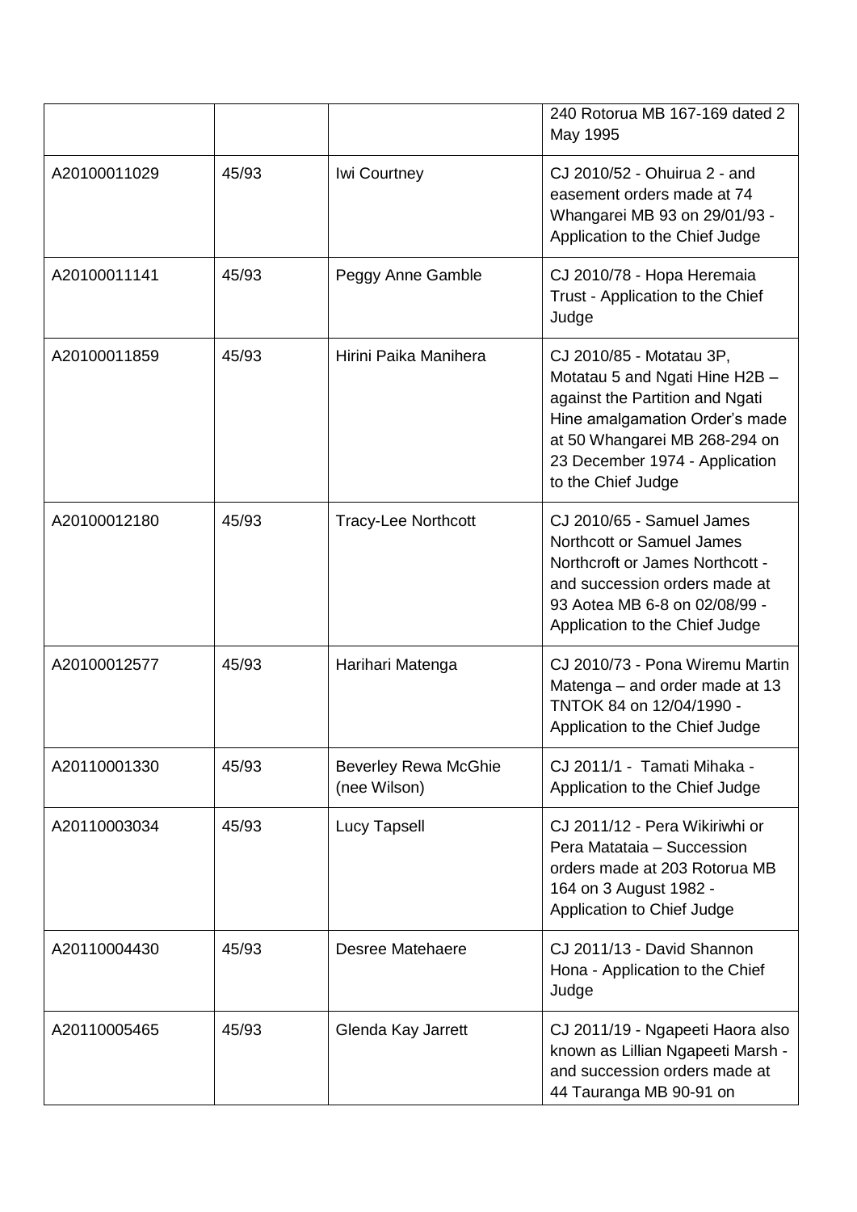|  |  |  |  |
|---|---|---|---|
|  |  |  | 240 Rotorua MB 167-169 dated 2 May 1995 |
| A20100011029 | 45/93 | Iwi Courtney | CJ 2010/52 - Ohuirua 2 - and easement orders made at 74 Whangarei MB 93 on 29/01/93 - Application to the Chief Judge |
| A20100011141 | 45/93 | Peggy Anne Gamble | CJ 2010/78 - Hopa Heremaia Trust - Application to the Chief Judge |
| A20100011859 | 45/93 | Hirini Paika Manihera | CJ 2010/85 - Motatau 3P, Motatau 5 and Ngati Hine H2B – against the Partition and Ngati Hine amalgamation Order's made at 50 Whangarei MB 268-294 on 23 December 1974 - Application to the Chief Judge |
| A20100012180 | 45/93 | Tracy-Lee Northcott | CJ 2010/65 - Samuel James Northcott or Samuel James Northcroft or James Northcott - and succession orders made at 93 Aotea MB 6-8 on 02/08/99 - Application to the Chief Judge |
| A20100012577 | 45/93 | Harihari Matenga | CJ 2010/73 - Pona Wiremu Martin Matenga – and order made at 13 TNTOK 84 on 12/04/1990 - Application to the Chief Judge |
| A20110001330 | 45/93 | Beverley Rewa McGhie (nee Wilson) | CJ 2011/1 - Tamati Mihaka - Application to the Chief Judge |
| A20110003034 | 45/93 | Lucy Tapsell | CJ 2011/12 - Pera Wikiriwhi or Pera Matataia – Succession orders made at 203 Rotorua MB 164 on 3 August 1982 - Application to Chief Judge |
| A20110004430 | 45/93 | Desree Matehaere | CJ 2011/13 - David Shannon Hona - Application to the Chief Judge |
| A20110005465 | 45/93 | Glenda Kay Jarrett | CJ 2011/19 - Ngapeeti Haora also known as Lillian Ngapeeti Marsh - and succession orders made at 44 Tauranga MB 90-91 on |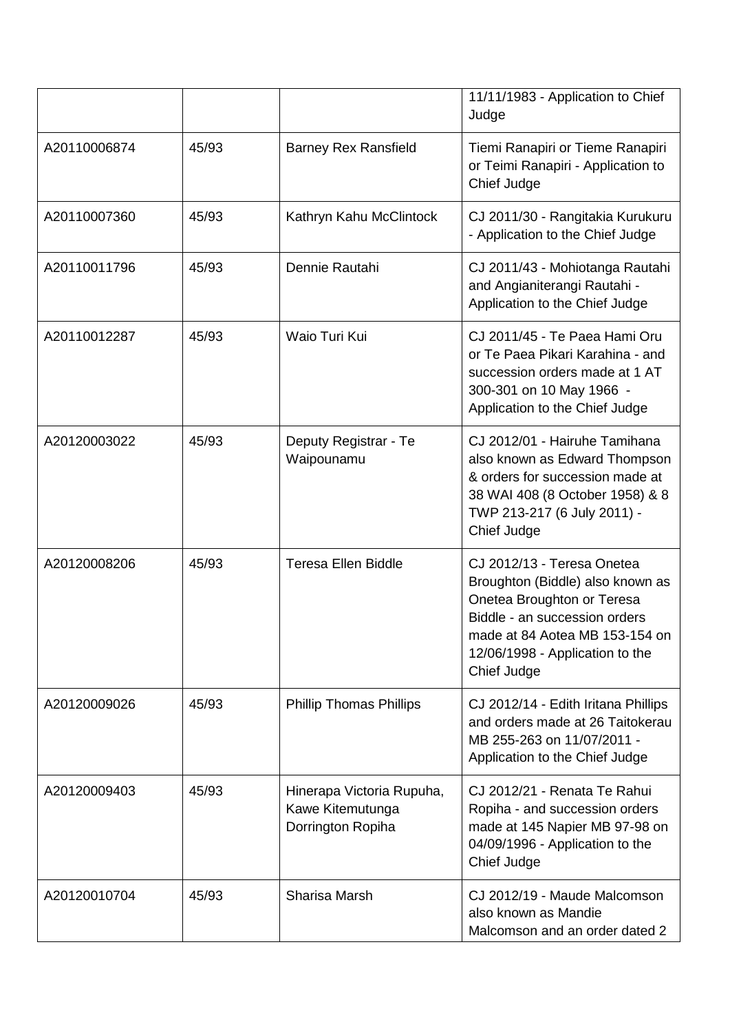| | | | 11/11/1983 - Application to Chief Judge |
|---|---|---|---|
| A20110006874 | 45/93 | Barney Rex Ransfield | Tiemi Ranapiri or Tieme Ranapiri or Teimi Ranapiri - Application to Chief Judge |
| A20110007360 | 45/93 | Kathryn Kahu McClintock | CJ 2011/30 - Rangitakia Kurukuru - Application to the Chief Judge |
| A20110011796 | 45/93 | Dennie Rautahi | CJ 2011/43 - Mohiotanga Rautahi and Angianiterangi Rautahi - Application to the Chief Judge |
| A20110012287 | 45/93 | Waio Turi Kui | CJ 2011/45 - Te Paea Hami Oru or Te Paea Pikari Karahina - and succession orders made at 1 AT 300-301 on 10 May 1966 - Application to the Chief Judge |
| A20120003022 | 45/93 | Deputy Registrar - Te Waipounamu | CJ 2012/01 - Hairuhe Tamihana also known as Edward Thompson & orders for succession made at 38 WAI 408 (8 October 1958) & 8 TWP 213-217 (6 July 2011) - Chief Judge |
| A20120008206 | 45/93 | Teresa Ellen Biddle | CJ 2012/13 - Teresa Onetea Broughton (Biddle) also known as Onetea Broughton or Teresa Biddle - an succession orders made at 84 Aotea MB 153-154 on 12/06/1998 - Application to the Chief Judge |
| A20120009026 | 45/93 | Phillip Thomas Phillips | CJ 2012/14 - Edith Iritana Phillips and orders made at 26 Taitokerau MB 255-263 on 11/07/2011 - Application to the Chief Judge |
| A20120009403 | 45/93 | Hinerapa Victoria Rupuha, Kawe Kitemutunga Dorrington Ropiha | CJ 2012/21 - Renata Te Rahui Ropiha - and succession orders made at 145 Napier MB 97-98 on 04/09/1996 - Application to the Chief Judge |
| A20120010704 | 45/93 | Sharisa Marsh | CJ 2012/19 - Maude Malcomson also known as Mandie Malcomson and an order dated 2 |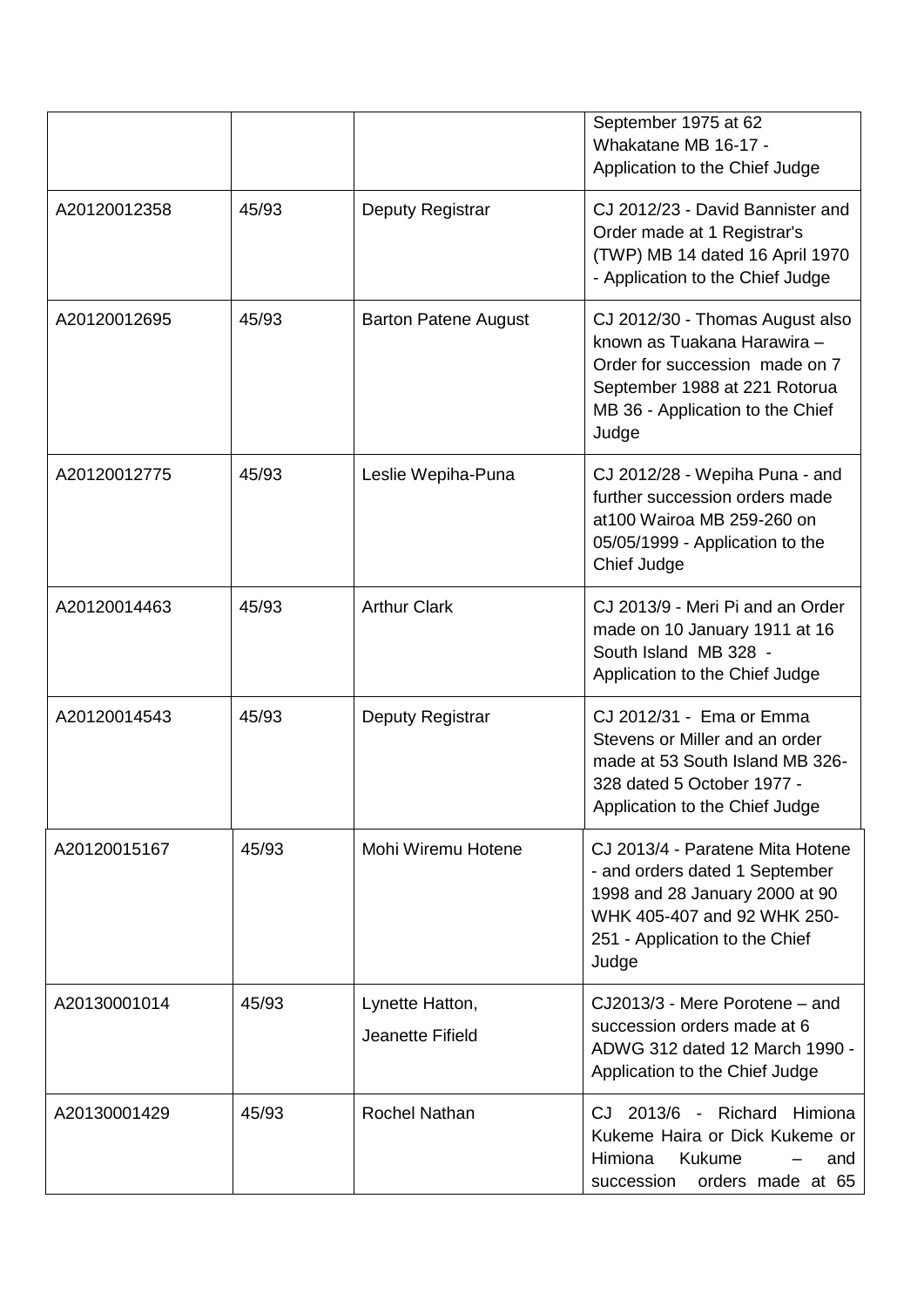| | | | |
|---|---|---|---|
| | | | September 1975 at 62 Whakatane MB 16-17 - Application to the Chief Judge |
| A20120012358 | 45/93 | Deputy Registrar | CJ 2012/23 - David Bannister and Order made at 1 Registrar's (TWP) MB 14 dated 16 April 1970 - Application to the Chief Judge |
| A20120012695 | 45/93 | Barton Patene August | CJ 2012/30 - Thomas August also known as Tuakana Harawira – Order for succession made on 7 September 1988 at 221 Rotorua MB 36 - Application to the Chief Judge |
| A20120012775 | 45/93 | Leslie Wepiha-Puna | CJ 2012/28 - Wepiha Puna - and further succession orders made at100 Wairoa MB 259-260 on 05/05/1999 - Application to the Chief Judge |
| A20120014463 | 45/93 | Arthur Clark | CJ 2013/9 - Meri Pi and an Order made on 10 January 1911 at 16 South Island MB 328 - Application to the Chief Judge |
| A20120014543 | 45/93 | Deputy Registrar | CJ 2012/31 - Ema or Emma Stevens or Miller and an order made at 53 South Island MB 326-328 dated 5 October 1977 - Application to the Chief Judge |
| A20120015167 | 45/93 | Mohi Wiremu Hotene | CJ 2013/4 - Paratene Mita Hotene - and orders dated 1 September 1998 and 28 January 2000 at 90 WHK 405-407 and 92 WHK 250-251 - Application to the Chief Judge |
| A20130001014 | 45/93 | Lynette Hatton, Jeanette Fifield | CJ2013/3 - Mere Porotene – and succession orders made at 6 ADWG 312 dated 12 March 1990 - Application to the Chief Judge |
| A20130001429 | 45/93 | Rochel Nathan | CJ 2013/6 - Richard Himiona Kukeme Haira or Dick Kukeme or Himiona Kukume – and succession orders made at 65 |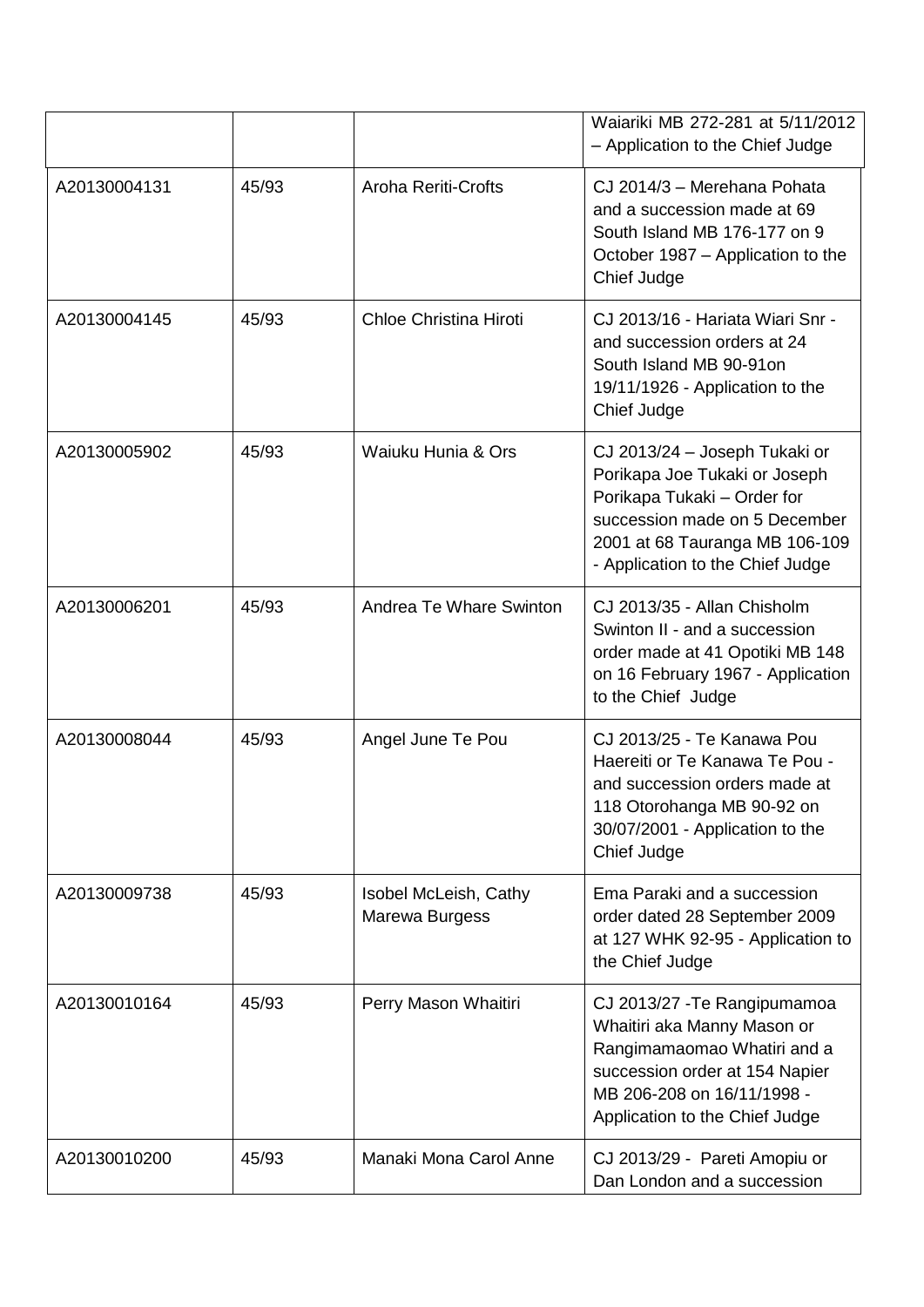| | | | |
|---|---|---|---|
| | | | Waiariki MB 272-281 at 5/11/2012 – Application to the Chief Judge |
| A20130004131 | 45/93 | Aroha Reriti-Crofts | CJ 2014/3 – Merehana Pohata and a succession made at 69 South Island MB 176-177 on 9 October 1987 – Application to the Chief Judge |
| A20130004145 | 45/93 | Chloe Christina Hiroti | CJ 2013/16 - Hariata Wiari Snr - and succession orders at 24 South Island MB 90-91on 19/11/1926 - Application to the Chief Judge |
| A20130005902 | 45/93 | Waiuku Hunia & Ors | CJ 2013/24 – Joseph Tukaki or Porikapa Joe Tukaki or Joseph Porikapa Tukaki – Order for succession made on 5 December 2001 at 68 Tauranga MB 106-109 - Application to the Chief Judge |
| A20130006201 | 45/93 | Andrea Te Whare Swinton | CJ 2013/35 - Allan Chisholm Swinton II - and a succession order made at 41 Opotiki MB 148 on 16 February 1967 - Application to the Chief Judge |
| A20130008044 | 45/93 | Angel June Te Pou | CJ 2013/25 - Te Kanawa Pou Haereiti or Te Kanawa Te Pou - and succession orders made at 118 Otorohanga MB 90-92 on 30/07/2001 - Application to the Chief Judge |
| A20130009738 | 45/93 | Isobel McLeish, Cathy Marewa Burgess | Ema Paraki and a succession order dated 28 September 2009 at 127 WHK 92-95 - Application to the Chief Judge |
| A20130010164 | 45/93 | Perry Mason Whaitiri | CJ 2013/27 -Te Rangipumamoa Whaitiri aka Manny Mason or Rangimamaomao Whatiri and a succession order at 154 Napier MB 206-208 on 16/11/1998 - Application to the Chief Judge |
| A20130010200 | 45/93 | Manaki Mona Carol Anne | CJ 2013/29 - Pareti Amopiu or Dan London and a succession |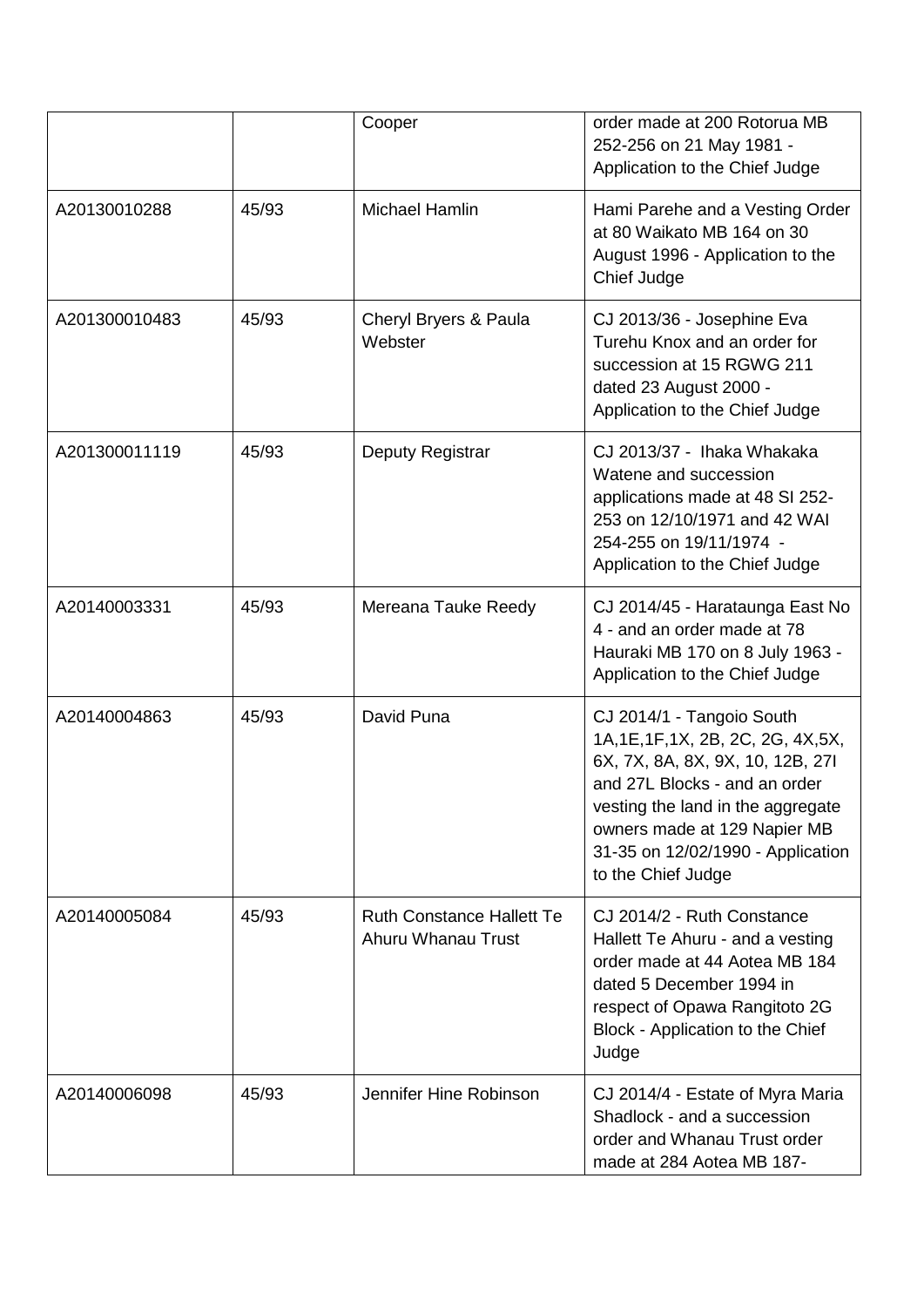| | | | |
|---|---|---|---|
| | | Cooper | order made at 200 Rotorua MB 252-256 on 21 May 1981 - Application to the Chief Judge |
| A20130010288 | 45/93 | Michael Hamlin | Hami Parehe and a Vesting Order at 80 Waikato MB 164 on 30 August 1996 - Application to the Chief Judge |
| A201300010483 | 45/93 | Cheryl Bryers & Paula Webster | CJ 2013/36 - Josephine Eva Turehu Knox and an order for succession at 15 RGWG 211 dated 23 August 2000 - Application to the Chief Judge |
| A201300011119 | 45/93 | Deputy Registrar | CJ 2013/37 - Ihaka Whakaka Watene and succession applications made at 48 SI 252-253 on 12/10/1971 and 42 WAI 254-255 on 19/11/1974 - Application to the Chief Judge |
| A20140003331 | 45/93 | Mereana Tauke Reedy | CJ 2014/45 - Harataunga East No 4 - and an order made at 78 Hauraki MB 170 on 8 July 1963 - Application to the Chief Judge |
| A20140004863 | 45/93 | David Puna | CJ 2014/1 - Tangoio South 1A,1E,1F,1X, 2B, 2C, 2G, 4X,5X, 6X, 7X, 8A, 8X, 9X, 10, 12B, 27I and 27L Blocks - and an order vesting the land in the aggregate owners made at 129 Napier MB 31-35 on 12/02/1990 - Application to the Chief Judge |
| A20140005084 | 45/93 | Ruth Constance Hallett Te Ahuru Whanau Trust | CJ 2014/2 - Ruth Constance Hallett Te Ahuru - and a vesting order made at 44 Aotea MB 184 dated 5 December 1994 in respect of Opawa Rangitoto 2G Block - Application to the Chief Judge |
| A20140006098 | 45/93 | Jennifer Hine Robinson | CJ 2014/4 - Estate of Myra Maria Shadlock - and a succession order and Whanau Trust order made at 284 Aotea MB 187- |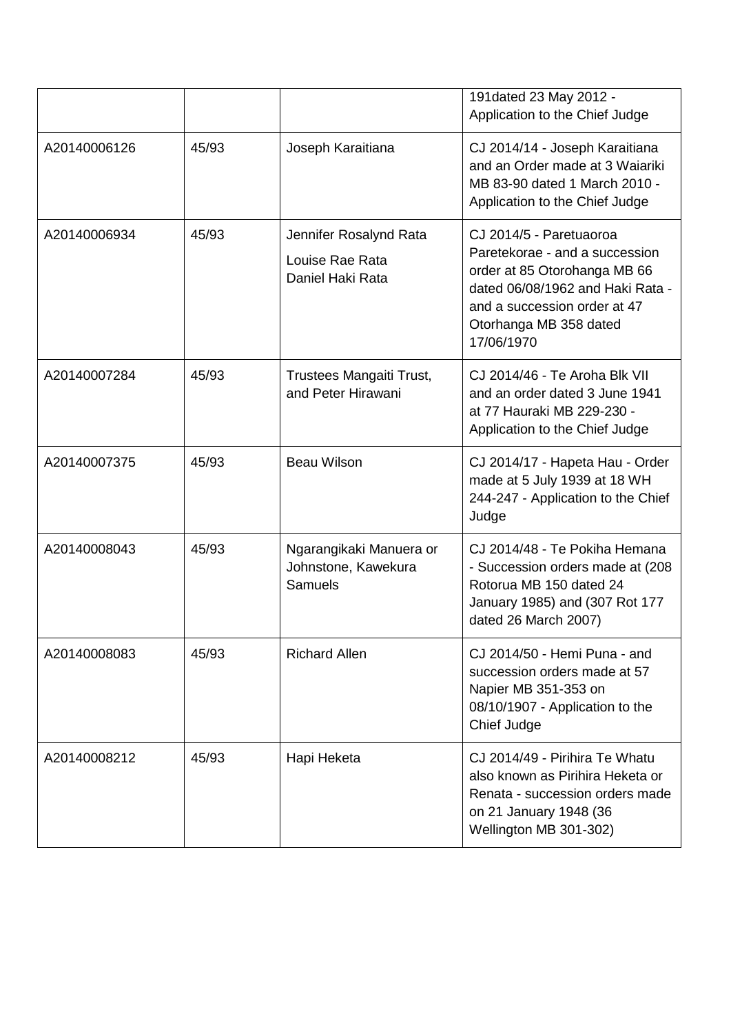| | | | |
|---|---|---|---|
| | | | 191dated 23 May 2012 - Application to the Chief Judge |
| A20140006126 | 45/93 | Joseph Karaitiana | CJ 2014/14 - Joseph Karaitiana and an Order made at 3 Waiariki MB 83-90 dated 1 March 2010 - Application to the Chief Judge |
| A20140006934 | 45/93 | Jennifer Rosalynd Rata<br>Louise Rae Rata<br>Daniel Haki Rata | CJ 2014/5 - Paretuaoroa Paretekorae - and a succession order at 85 Otorohanga MB 66 dated 06/08/1962 and Haki Rata - and a succession order at 47 Otorhanga MB 358 dated 17/06/1970 |
| A20140007284 | 45/93 | Trustees Mangaiti Trust, and Peter Hirawani | CJ 2014/46 - Te Aroha Blk VII and an order dated 3 June 1941 at 77 Hauraki MB 229-230 - Application to the Chief Judge |
| A20140007375 | 45/93 | Beau Wilson | CJ 2014/17 - Hapeta Hau - Order made at 5 July 1939 at 18 WH 244-247 - Application to the Chief Judge |
| A20140008043 | 45/93 | Ngarangikaki Manuera or Johnstone, Kawekura Samuels | CJ 2014/48 - Te Pokiha Hemana - Succession orders made at (208 Rotorua MB 150 dated 24 January 1985) and (307 Rot 177 dated 26 March 2007) |
| A20140008083 | 45/93 | Richard Allen | CJ 2014/50 - Hemi Puna - and succession orders made at 57 Napier MB 351-353 on 08/10/1907 - Application to the Chief Judge |
| A20140008212 | 45/93 | Hapi Heketa | CJ 2014/49 - Pirihira Te Whatu also known as Pirihira Heketa or Renata - succession orders made on 21 January 1948 (36 Wellington MB 301-302) |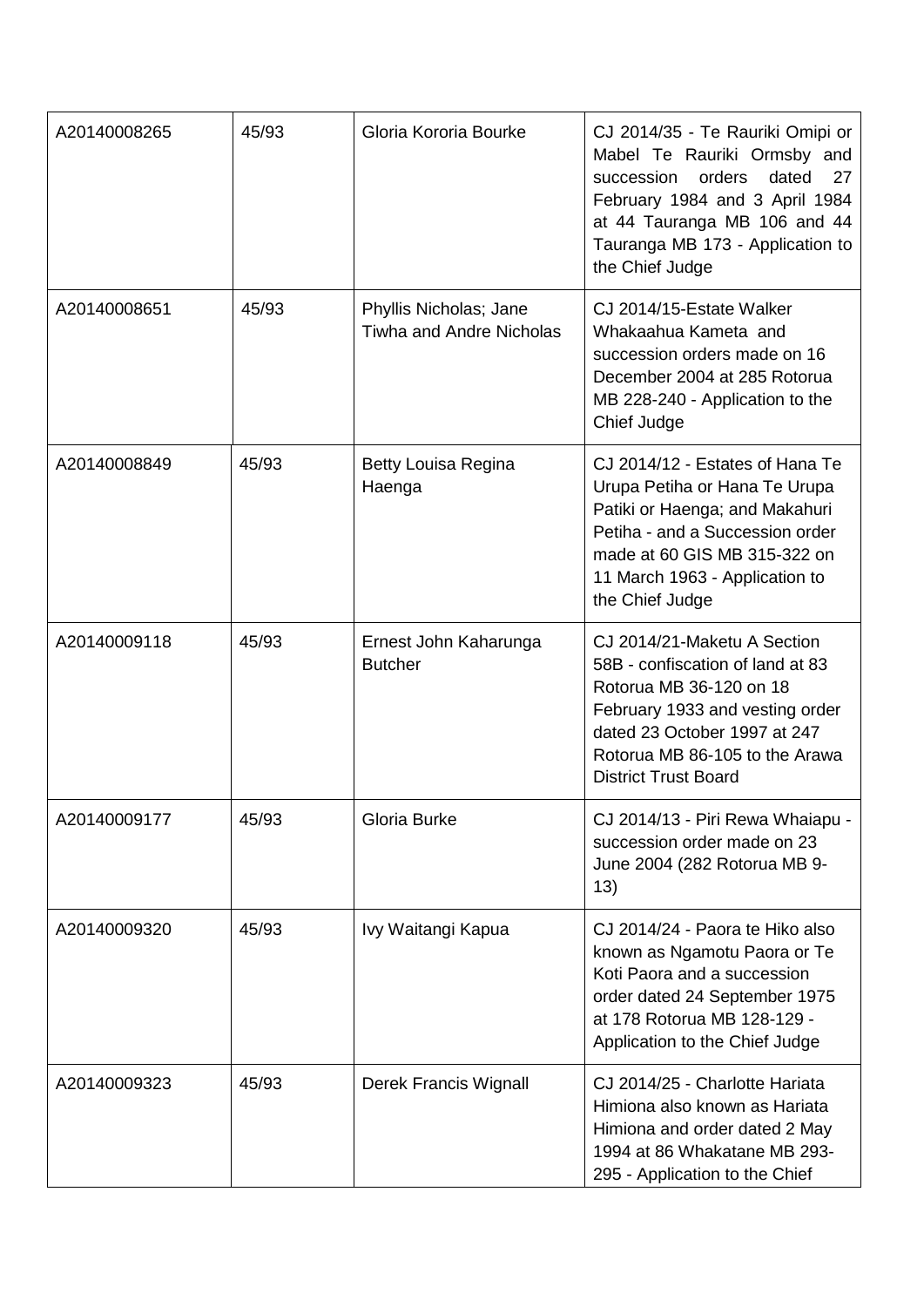| | | | |
|---|---|---|---|
| A20140008265 | 45/93 | Gloria Kororia Bourke | CJ 2014/35 - Te Rauriki Omipi or Mabel Te Rauriki Ormsby and succession orders dated 27 February 1984 and 3 April 1984 at 44 Tauranga MB 106 and 44 Tauranga MB 173 - Application to the Chief Judge |
| A20140008651 | 45/93 | Phyllis Nicholas; Jane Tiwha and Andre Nicholas | CJ 2014/15-Estate Walker Whakaahua Kameta and succession orders made on 16 December 2004 at 285 Rotorua MB 228-240 - Application to the Chief Judge |
| A20140008849 | 45/93 | Betty Louisa Regina Haenga | CJ 2014/12 - Estates of Hana Te Urupa Petiha or Hana Te Urupa Patiki or Haenga; and Makahuri Petiha - and a Succession order made at 60 GIS MB 315-322 on 11 March 1963 - Application to the Chief Judge |
| A20140009118 | 45/93 | Ernest John Kaharunga Butcher | CJ 2014/21-Maketu A Section 58B - confiscation of land at 83 Rotorua MB 36-120 on 18 February 1933 and vesting order dated 23 October 1997 at 247 Rotorua MB 86-105 to the Arawa District Trust Board |
| A20140009177 | 45/93 | Gloria Burke | CJ 2014/13 - Piri Rewa Whaiapu - succession order made on 23 June 2004 (282 Rotorua MB 9-13) |
| A20140009320 | 45/93 | Ivy Waitangi Kapua | CJ 2014/24 - Paora te Hiko also known as Ngamotu Paora or Te Koti Paora and a succession order dated 24 September 1975 at 178 Rotorua MB 128-129 - Application to the Chief Judge |
| A20140009323 | 45/93 | Derek Francis Wignall | CJ 2014/25 - Charlotte Hariata Himiona also known as Hariata Himiona and order dated 2 May 1994 at 86 Whakatane MB 293-295 - Application to the Chief |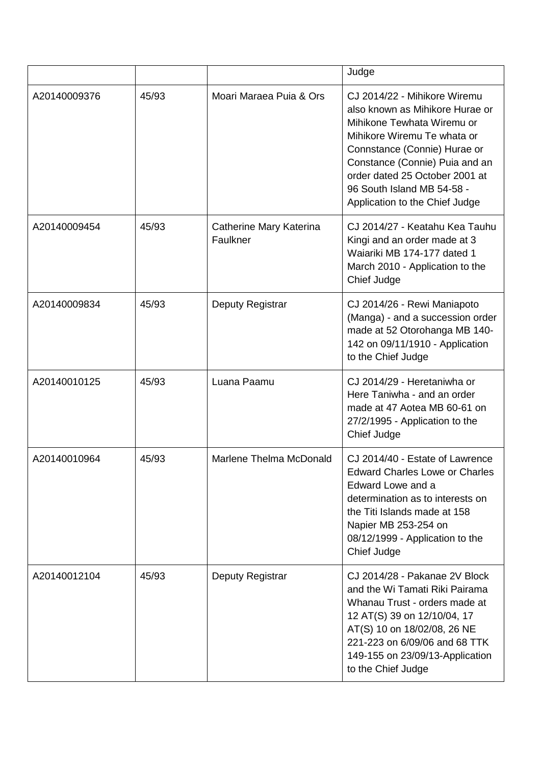|  |  |  | Judge |
|---|---|---|---|
| A20140009376 | 45/93 | Moari Maraea Puia & Ors | CJ 2014/22 - Mihikore Wiremu also known as Mihikore Hurae or Mihikone Tewhata Wiremu or Mihikore Wiremu Te whata or Connstance (Connie) Hurae or Constance (Connie) Puia and an order dated 25 October 2001 at 96 South Island MB 54-58 - Application to the Chief Judge |
| A20140009454 | 45/93 | Catherine Mary Katerina Faulkner | CJ 2014/27 - Keatahu Kea Tauhu Kingi and an order made at 3 Waiariki MB 174-177 dated 1 March 2010 - Application to the Chief Judge |
| A20140009834 | 45/93 | Deputy Registrar | CJ 2014/26 - Rewi Maniapoto (Manga) - and a succession order made at 52 Otorohanga MB 140-142 on 09/11/1910 - Application to the Chief Judge |
| A20140010125 | 45/93 | Luana Paamu | CJ 2014/29 - Heretaniwha or Here Taniwha - and an order made at 47 Aotea MB 60-61 on 27/2/1995 - Application to the Chief Judge |
| A20140010964 | 45/93 | Marlene Thelma McDonald | CJ 2014/40 - Estate of Lawrence Edward Charles Lowe or Charles Edward Lowe and a determination as to interests on the Titi Islands made at 158 Napier MB 253-254 on 08/12/1999 - Application to the Chief Judge |
| A20140012104 | 45/93 | Deputy Registrar | CJ 2014/28 - Pakanae 2V Block and the Wi Tamati Riki Pairama Whanau Trust - orders made at 12 AT(S) 39 on 12/10/04, 17 AT(S) 10 on 18/02/08, 26 NE 221-223 on 6/09/06 and 68 TTK 149-155 on 23/09/13-Application to the Chief Judge |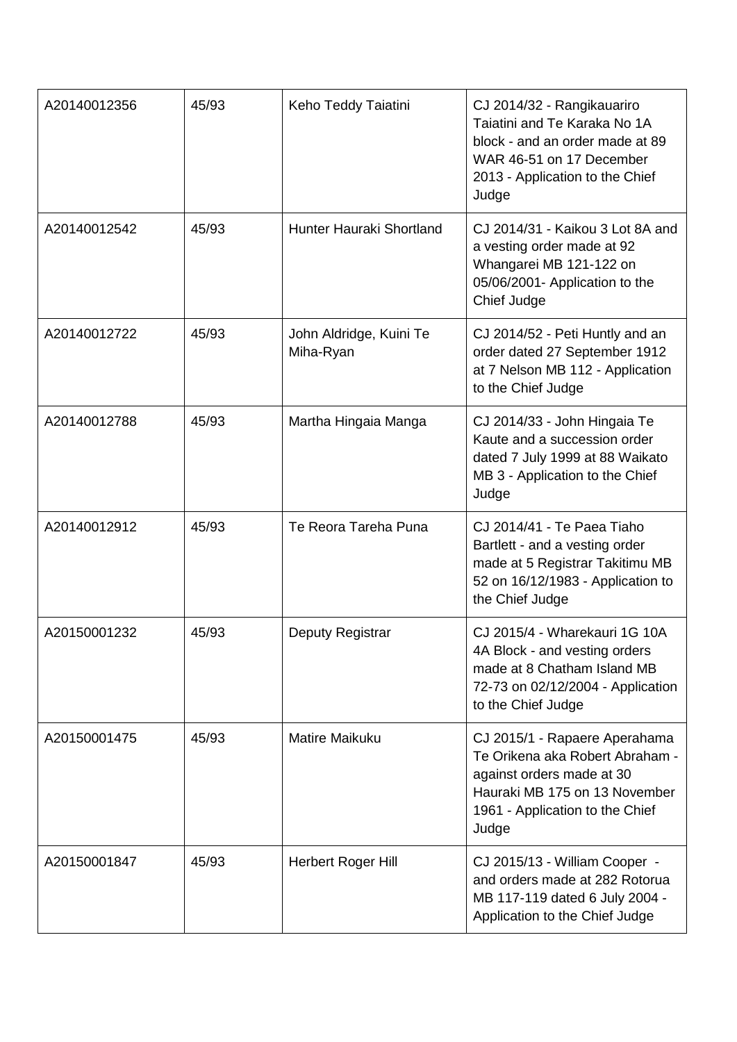| | | | |
|---|---|---|---|
| A20140012356 | 45/93 | Keho Teddy Taiatini | CJ 2014/32 - Rangikauariro Taiatini and Te Karaka No 1A block - and an order made at 89 WAR 46-51 on 17 December 2013 - Application to the Chief Judge |
| A20140012542 | 45/93 | Hunter Hauraki Shortland | CJ 2014/31 - Kaikou 3 Lot 8A and a vesting order made at 92 Whangarei MB 121-122 on 05/06/2001- Application to the Chief Judge |
| A20140012722 | 45/93 | John Aldridge, Kuini Te Miha-Ryan | CJ 2014/52 - Peti Huntly and an order dated 27 September 1912 at 7 Nelson MB 112 - Application to the Chief Judge |
| A20140012788 | 45/93 | Martha Hingaia Manga | CJ 2014/33 - John Hingaia Te Kaute and a succession order dated 7 July 1999 at 88 Waikato MB 3 - Application to the Chief Judge |
| A20140012912 | 45/93 | Te Reora Tareha Puna | CJ 2014/41 - Te Paea Tiaho Bartlett - and a vesting order made at 5 Registrar Takitimu MB 52 on 16/12/1983 - Application to the Chief Judge |
| A20150001232 | 45/93 | Deputy Registrar | CJ 2015/4 - Wharekauri 1G 10A 4A Block - and vesting orders made at 8 Chatham Island MB 72-73 on 02/12/2004 - Application to the Chief Judge |
| A20150001475 | 45/93 | Matire Maikuku | CJ 2015/1 - Rapaere Aperahama Te Orikena aka Robert Abraham - against orders made at 30 Hauraki MB 175 on 13 November 1961 - Application to the Chief Judge |
| A20150001847 | 45/93 | Herbert Roger Hill | CJ 2015/13 - William Cooper - and orders made at 282 Rotorua MB 117-119 dated 6 July 2004 - Application to the Chief Judge |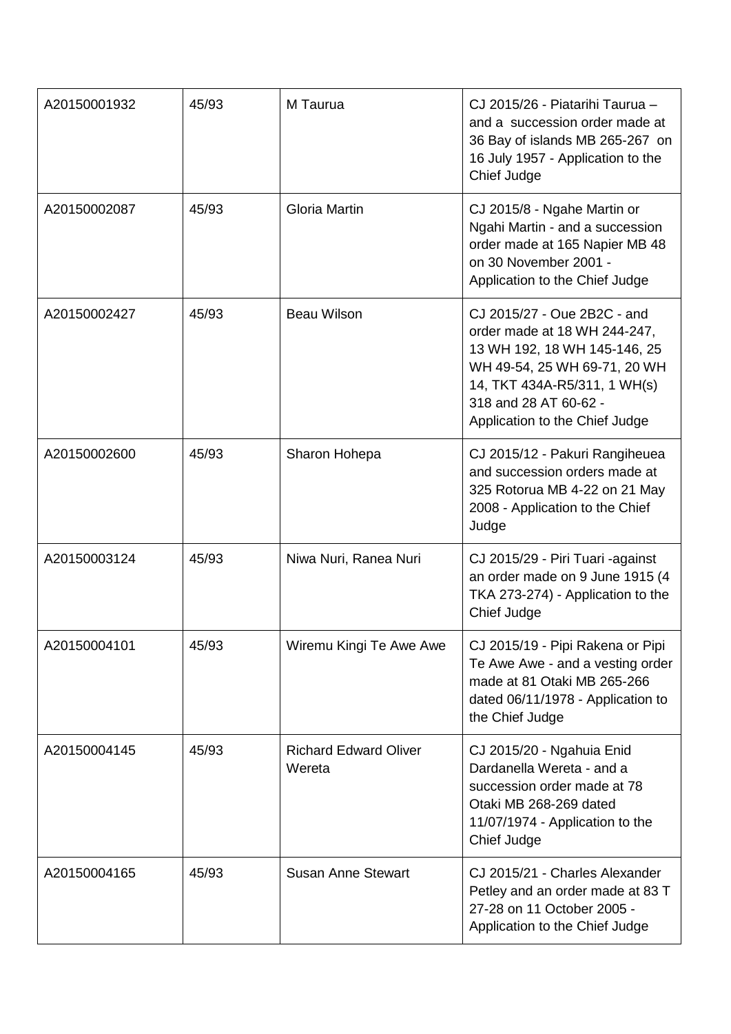| | | | |
|---|---|---|---|
| A20150001932 | 45/93 | M Taurua | CJ 2015/26 - Piatarihi Taurua – and a succession order made at 36 Bay of islands MB 265-267 on 16 July 1957 - Application to the Chief Judge |
| A20150002087 | 45/93 | Gloria Martin | CJ 2015/8 - Ngahe Martin or Ngahi Martin - and a succession order made at 165 Napier MB 48 on 30 November 2001 - Application to the Chief Judge |
| A20150002427 | 45/93 | Beau Wilson | CJ 2015/27 - Oue 2B2C - and order made at 18 WH 244-247, 13 WH 192, 18 WH 145-146, 25 WH 49-54, 25 WH 69-71, 20 WH 14, TKT 434A-R5/311, 1 WH(s) 318 and 28 AT 60-62 - Application to the Chief Judge |
| A20150002600 | 45/93 | Sharon Hohepa | CJ 2015/12 - Pakuri Rangiheuea and succession orders made at 325 Rotorua MB 4-22 on 21 May 2008 - Application to the Chief Judge |
| A20150003124 | 45/93 | Niwa Nuri, Ranea Nuri | CJ 2015/29 - Piri Tuari -against an order made on 9 June 1915 (4 TKA 273-274) - Application to the Chief Judge |
| A20150004101 | 45/93 | Wiremu Kingi Te Awe Awe | CJ 2015/19 - Pipi Rakena or Pipi Te Awe Awe - and a vesting order made at 81 Otaki MB 265-266 dated 06/11/1978 - Application to the Chief Judge |
| A20150004145 | 45/93 | Richard Edward Oliver Wereta | CJ 2015/20 - Ngahuia Enid Dardanella Wereta - and a succession order made at 78 Otaki MB 268-269 dated 11/07/1974 - Application to the Chief Judge |
| A20150004165 | 45/93 | Susan Anne Stewart | CJ 2015/21 - Charles Alexander Petley and an order made at 83 T 27-28 on 11 October 2005 - Application to the Chief Judge |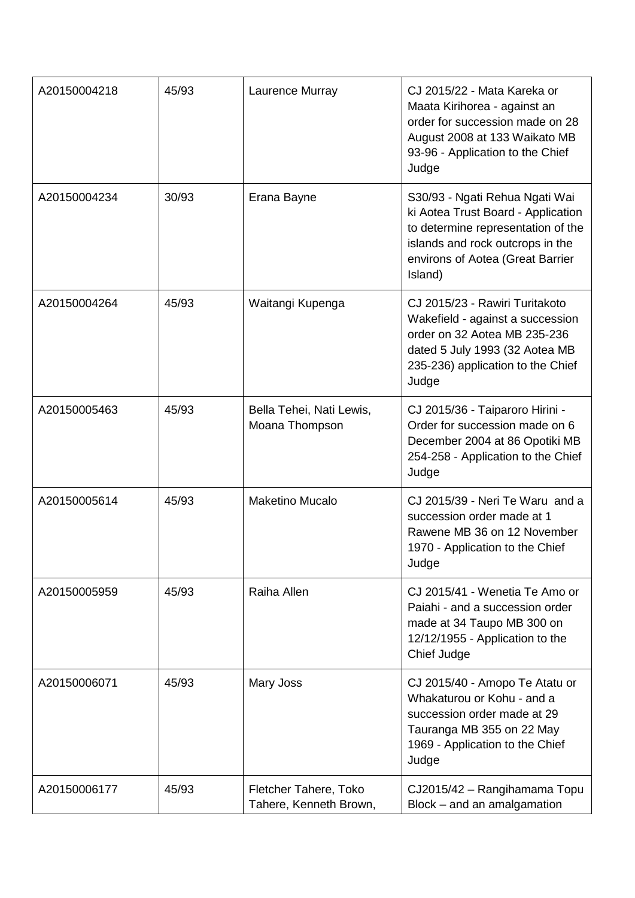| | | | |
|---|---|---|---|
| A20150004218 | 45/93 | Laurence Murray | CJ 2015/22 - Mata Kareka or Maata Kirihorea - against an order for succession made on 28 August 2008 at 133 Waikato MB 93-96 - Application to the Chief Judge |
| A20150004234 | 30/93 | Erana Bayne | S30/93 - Ngati Rehua Ngati Wai ki Aotea Trust Board - Application to determine representation of the islands and rock outcrops in the environs of Aotea (Great Barrier Island) |
| A20150004264 | 45/93 | Waitangi Kupenga | CJ 2015/23 - Rawiri Turitakoto Wakefield - against a succession order on 32 Aotea MB 235-236 dated 5 July 1993 (32 Aotea MB 235-236) application to the Chief Judge |
| A20150005463 | 45/93 | Bella Tehei, Nati Lewis, Moana Thompson | CJ 2015/36 - Taiparoro Hirini - Order for succession made on 6 December 2004 at 86 Opotiki MB 254-258 - Application to the Chief Judge |
| A20150005614 | 45/93 | Maketino Mucalo | CJ 2015/39 - Neri Te Waru and a succession order made at 1 Rawene MB 36 on 12 November 1970 - Application to the Chief Judge |
| A20150005959 | 45/93 | Raiha Allen | CJ 2015/41 - Wenetia Te Amo or Paiahi - and a succession order made at 34 Taupo MB 300 on 12/12/1955 - Application to the Chief Judge |
| A20150006071 | 45/93 | Mary Joss | CJ 2015/40 - Amopo Te Atatu or Whakaturou or Kohu - and a succession order made at 29 Tauranga MB 355 on 22 May 1969 - Application to the Chief Judge |
| A20150006177 | 45/93 | Fletcher Tahere, Toko Tahere, Kenneth Brown, | CJ2015/42 – Rangihamama Topu Block – and an amalgamation |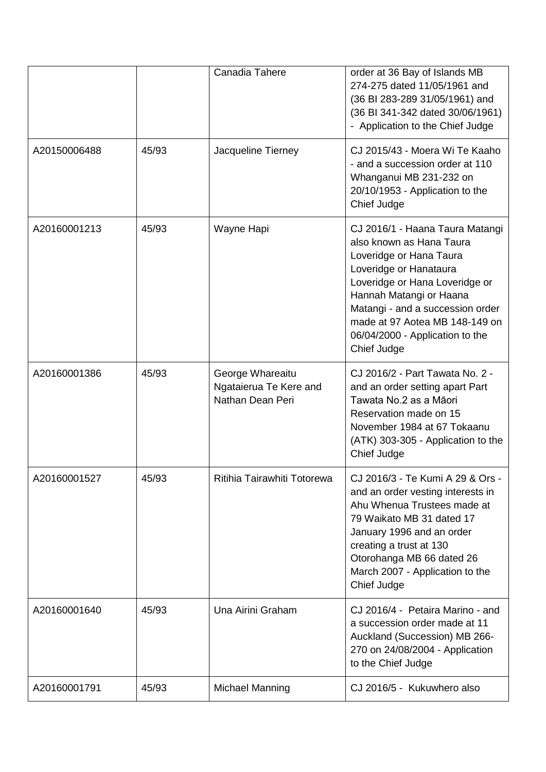| | | | |
|---|---|---|---|
| | | Canadia Tahere | order at 36 Bay of Islands MB 274-275 dated 11/05/1961 and (36 BI 283-289 31/05/1961) and (36 BI 341-342 dated 30/06/1961) - Application to the Chief Judge |
| A20150006488 | 45/93 | Jacqueline Tierney | CJ 2015/43 - Moera Wi Te Kaaho - and a succession order at 110 Whanganui MB 231-232 on 20/10/1953 - Application to the Chief Judge |
| A20160001213 | 45/93 | Wayne Hapi | CJ 2016/1 - Haana Taura Matangi also known as Hana Taura Loveridge or Hana Taura Loveridge or Hanataura Loveridge or Hana Loveridge or Hannah Matangi or Haana Matangi - and a succession order made at 97 Aotea MB 148-149 on 06/04/2000 - Application to the Chief Judge |
| A20160001386 | 45/93 | George Whareaitu Ngataierua Te Kere and Nathan Dean Peri | CJ 2016/2 - Part Tawata No. 2 - and an order setting apart Part Tawata No.2 as a Māori Reservation made on 15 November 1984 at 67 Tokaanu (ATK) 303-305 - Application to the Chief Judge |
| A20160001527 | 45/93 | Ritihia Tairawhiti Totorewa | CJ 2016/3 - Te Kumi A 29 & Ors - and an order vesting interests in Ahu Whenua Trustees made at 79 Waikato MB 31 dated 17 January 1996 and an order creating a trust at 130 Otorohanga MB 66 dated 26 March 2007 - Application to the Chief Judge |
| A20160001640 | 45/93 | Una Airini Graham | CJ 2016/4 - Petaira Marino - and a succession order made at 11 Auckland (Succession) MB 266-270 on 24/08/2004 - Application to the Chief Judge |
| A20160001791 | 45/93 | Michael Manning | CJ 2016/5 - Kukuwhero also |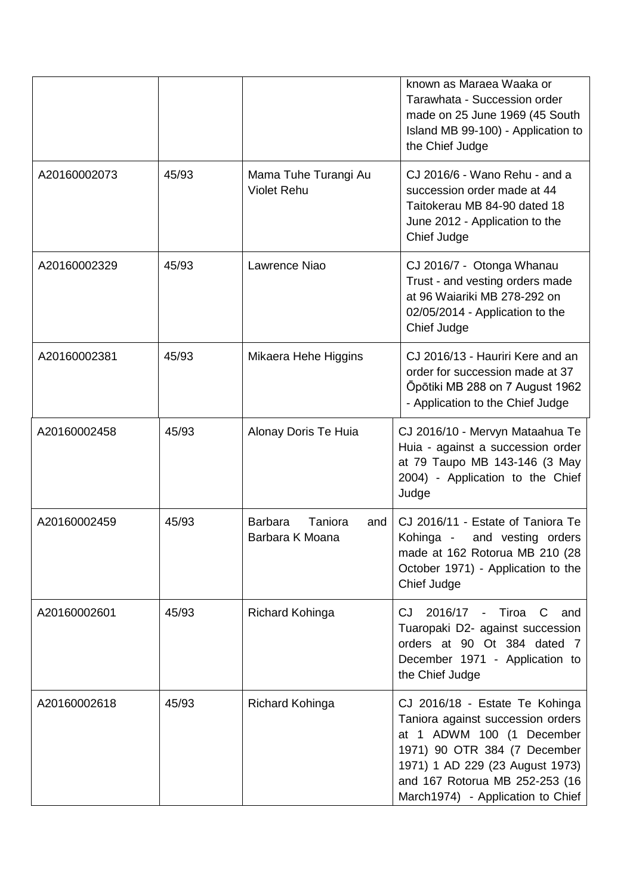| | | | |
|---|---|---|---|
| | | | known as Maraea Waaka or Tarawhata - Succession order made on 25 June 1969 (45 South Island MB 99-100) - Application to the Chief Judge |
| A20160002073 | 45/93 | Mama Tuhe Turangi Au Violet Rehu | CJ 2016/6 - Wano Rehu - and a succession order made at 44 Taitokerau MB 84-90 dated 18 June 2012 - Application to the Chief Judge |
| A20160002329 | 45/93 | Lawrence Niao | CJ 2016/7 - Otonga Whanau Trust - and vesting orders made at 96 Waiariki MB 278-292 on 02/05/2014 - Application to the Chief Judge |
| A20160002381 | 45/93 | Mikaera Hehe Higgins | CJ 2016/13 - Hauriri Kere and an order for succession made at 37 Ōpōtiki MB 288 on 7 August 1962 - Application to the Chief Judge |
| A20160002458 | 45/93 | Alonay Doris Te Huia | CJ 2016/10 - Mervyn Mataahua Te Huia - against a succession order at 79 Taupo MB 143-146 (3 May 2004) - Application to the Chief Judge |
| A20160002459 | 45/93 | Barbara Taniora and Barbara K Moana | CJ 2016/11 - Estate of Taniora Te Kohinga - and vesting orders made at 162 Rotorua MB 210 (28 October 1971) - Application to the Chief Judge |
| A20160002601 | 45/93 | Richard Kohinga | CJ 2016/17 - Tiroa C and Tuaropaki D2- against succession orders at 90 Ot 384 dated 7 December 1971 - Application to the Chief Judge |
| A20160002618 | 45/93 | Richard Kohinga | CJ 2016/18 - Estate Te Kohinga Taniora against succession orders at 1 ADWM 100 (1 December 1971) 90 OTR 384 (7 December 1971) 1 AD 229 (23 August 1973) and 167 Rotorua MB 252-253 (16 March1974) - Application to Chief |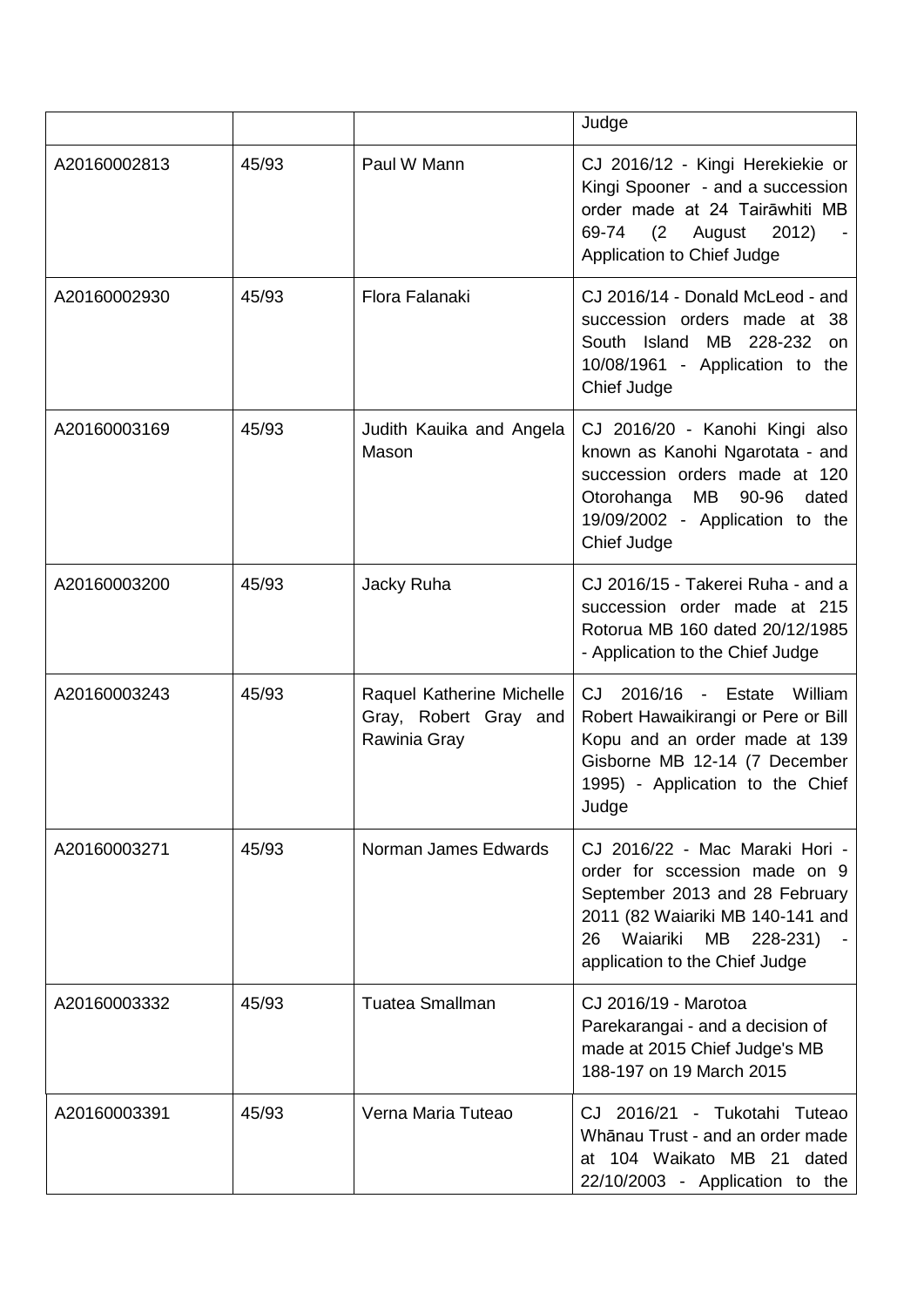| | | | Judge |
|---|---|---|---|
| A20160002813 | 45/93 | Paul W Mann | CJ 2016/12 - Kingi Herekiekie or Kingi Spooner - and a succession order made at 24 Tairāwhiti MB 69-74 (2 August 2012) - Application to Chief Judge |
| A20160002930 | 45/93 | Flora Falanaki | CJ 2016/14 - Donald McLeod - and succession orders made at 38 South Island MB 228-232 on 10/08/1961 - Application to the Chief Judge |
| A20160003169 | 45/93 | Judith Kauika and Angela Mason | CJ 2016/20 - Kanohi Kingi also known as Kanohi Ngarotata - and succession orders made at 120 Otorohanga MB 90-96 dated 19/09/2002 - Application to the Chief Judge |
| A20160003200 | 45/93 | Jacky Ruha | CJ 2016/15 - Takerei Ruha - and a succession order made at 215 Rotorua MB 160 dated 20/12/1985 - Application to the Chief Judge |
| A20160003243 | 45/93 | Raquel Katherine Michelle Gray, Robert Gray and Rawinia Gray | CJ 2016/16 - Estate William Robert Hawaikirangi or Pere or Bill Kopu and an order made at 139 Gisborne MB 12-14 (7 December 1995) - Application to the Chief Judge |
| A20160003271 | 45/93 | Norman James Edwards | CJ 2016/22 - Mac Maraki Hori - order for sccession made on 9 September 2013 and 28 February 2011 (82 Waiariki MB 140-141 and 26 Waiariki MB 228-231) - application to the Chief Judge |
| A20160003332 | 45/93 | Tuatea Smallman | CJ 2016/19 - Marotoa Parekarangai - and a decision of made at 2015 Chief Judge's MB 188-197 on 19 March 2015 |
| A20160003391 | 45/93 | Verna Maria Tuteao | CJ 2016/21 - Tukotahi Tuteao Whānau Trust - and an order made at 104 Waikato MB 21 dated 22/10/2003 - Application to the |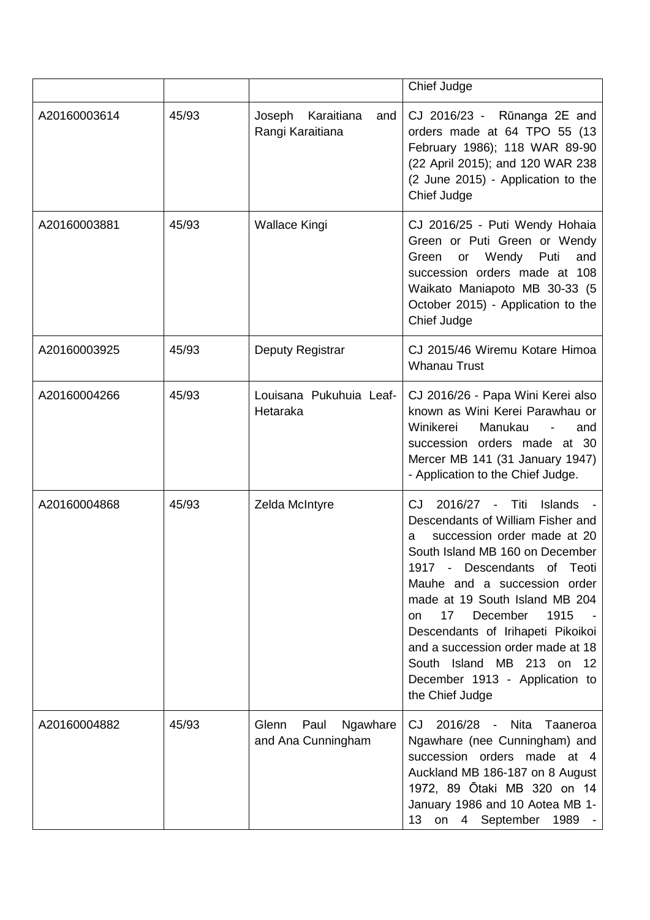| | | | |
|---|---|---|---|
| | | | Chief Judge |
| A20160003614 | 45/93 | Joseph Karaitiana and Rangi Karaitiana | CJ 2016/23 - Rūnanga 2E and orders made at 64 TPO 55 (13 February 1986); 118 WAR 89-90 (22 April 2015); and 120 WAR 238 (2 June 2015) - Application to the Chief Judge |
| A20160003881 | 45/93 | Wallace Kingi | CJ 2016/25 - Puti Wendy Hohaia Green or Puti Green or Wendy Green or Wendy Puti and succession orders made at 108 Waikato Maniapoto MB 30-33 (5 October 2015) - Application to the Chief Judge |
| A20160003925 | 45/93 | Deputy Registrar | CJ 2015/46 Wiremu Kotare Himoa Whanau Trust |
| A20160004266 | 45/93 | Louisana Pukuhuia Leaf-Hetaraka | CJ 2016/26 - Papa Wini Kerei also known as Wini Kerei Parawhau or Winikerei Manukau - and succession orders made at 30 Mercer MB 141 (31 January 1947) - Application to the Chief Judge. |
| A20160004868 | 45/93 | Zelda McIntyre | CJ 2016/27 - Titi Islands - Descendants of William Fisher and a succession order made at 20 South Island MB 160 on December 1917 - Descendants of Teoti Mauhe and a succession order made at 19 South Island MB 204 on 17 December 1915 - Descendants of Irihapeti Pikoikoi and a succession order made at 18 South Island MB 213 on 12 December 1913 - Application to the Chief Judge |
| A20160004882 | 45/93 | Glenn Paul Ngawhare and Ana Cunningham | CJ 2016/28 - Nita Taaneroa Ngawhare (nee Cunningham) and succession orders made at 4 Auckland MB 186-187 on 8 August 1972, 89 Ōtaki MB 320 on 14 January 1986 and 10 Aotea MB 1-13 on 4 September 1989 - |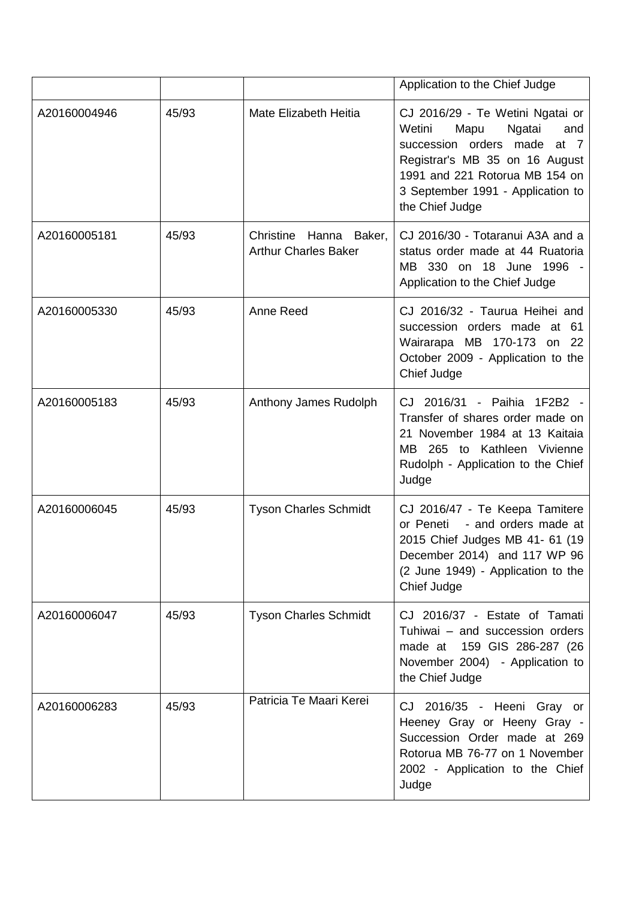| | | | |
|---|---|---|---|
| | | | Application to the Chief Judge |
| A20160004946 | 45/93 | Mate Elizabeth Heitia | CJ 2016/29 - Te Wetini Ngatai or Wetini Mapu Ngatai and succession orders made at 7 Registrar's MB 35 on 16 August 1991 and 221 Rotorua MB 154 on 3 September 1991 - Application to the Chief Judge |
| A20160005181 | 45/93 | Christine Hanna Baker, Arthur Charles Baker | CJ 2016/30 - Totaranui A3A and a status order made at 44 Ruatoria MB 330 on 18 June 1996 - Application to the Chief Judge |
| A20160005330 | 45/93 | Anne Reed | CJ 2016/32 - Taurua Heihei and succession orders made at 61 Wairarapa MB 170-173 on 22 October 2009 - Application to the Chief Judge |
| A20160005183 | 45/93 | Anthony James Rudolph | CJ 2016/31 - Paihia 1F2B2 - Transfer of shares order made on 21 November 1984 at 13 Kaitaia MB 265 to Kathleen Vivienne Rudolph - Application to the Chief Judge |
| A20160006045 | 45/93 | Tyson Charles Schmidt | CJ 2016/47 - Te Keepa Tamitere or Peneti - and orders made at 2015 Chief Judges MB 41- 61 (19 December 2014) and 117 WP 96 (2 June 1949) - Application to the Chief Judge |
| A20160006047 | 45/93 | Tyson Charles Schmidt | CJ 2016/37 - Estate of Tamati Tuhiwai – and succession orders made at 159 GIS 286-287 (26 November 2004) - Application to the Chief Judge |
| A20160006283 | 45/93 | Patricia Te Maari Kerei | CJ 2016/35 - Heeni Gray or Heeney Gray or Heeny Gray - Succession Order made at 269 Rotorua MB 76-77 on 1 November 2002 - Application to the Chief Judge |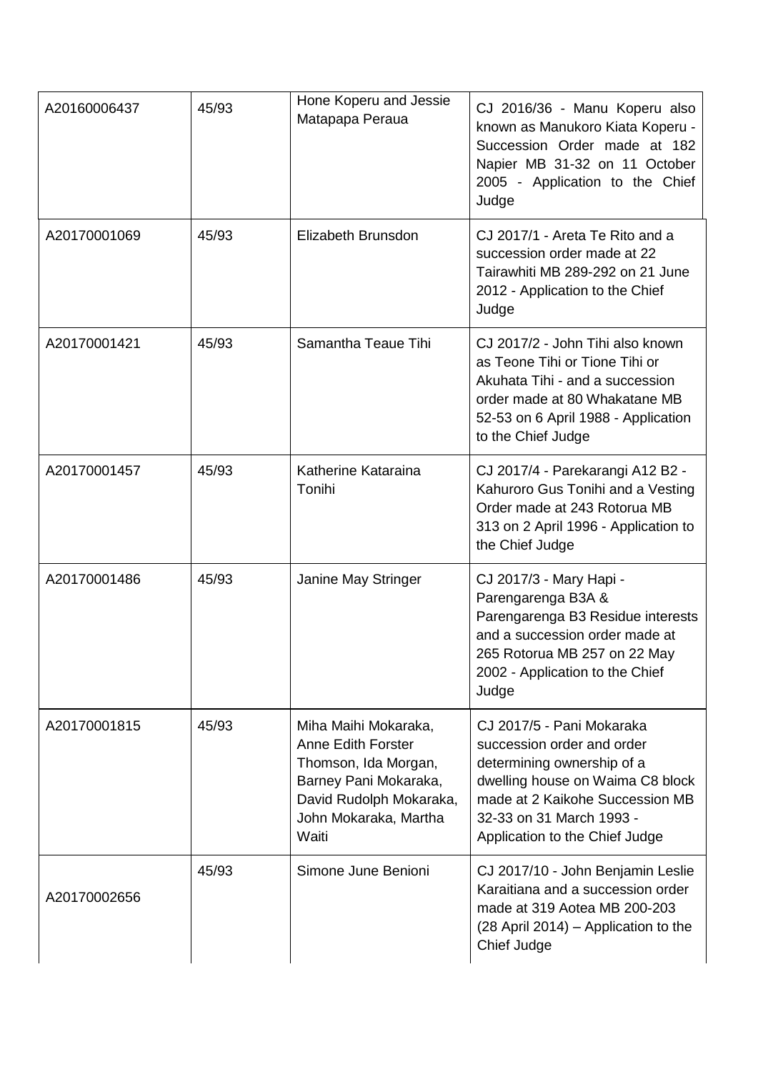| | | | |
|---|---|---|---|
| A20160006437 | 45/93 | Hone Koperu and Jessie Matapapa Peraua | CJ 2016/36 - Manu Koperu also known as Manukoro Kiata Koperu - Succession Order made at 182 Napier MB 31-32 on 11 October 2005 - Application to the Chief Judge |
| A20170001069 | 45/93 | Elizabeth Brunsdon | CJ 2017/1 - Areta Te Rito and a succession order made at 22 Tairawhiti MB 289-292 on 21 June 2012 - Application to the Chief Judge |
| A20170001421 | 45/93 | Samantha Teaue Tihi | CJ 2017/2 - John Tihi also known as Teone Tihi or Tione Tihi or Akuhata Tihi - and a succession order made at 80 Whakatane MB 52-53 on 6 April 1988 - Application to the Chief Judge |
| A20170001457 | 45/93 | Katherine Kataraina Tonihi | CJ 2017/4 - Parekarangi A12 B2 - Kahuroro Gus Tonihi and a Vesting Order made at 243 Rotorua MB 313 on 2 April 1996 - Application to the Chief Judge |
| A20170001486 | 45/93 | Janine May Stringer | CJ 2017/3 - Mary Hapi - Parengarenga B3A & Parengarenga B3 Residue interests and a succession order made at 265 Rotorua MB 257 on 22 May 2002 - Application to the Chief Judge |
| A20170001815 | 45/93 | Miha Maihi Mokaraka, Anne Edith Forster Thomson, Ida Morgan, Barney Pani Mokaraka, David Rudolph Mokaraka, John Mokaraka, Martha Waiti | CJ 2017/5 - Pani Mokaraka succession order and order determining ownership of a dwelling house on Waima C8 block made at 2 Kaikohe Succession MB 32-33 on 31 March 1993 - Application to the Chief Judge |
| A20170002656 | 45/93 | Simone June Benioni | CJ 2017/10 - John Benjamin Leslie Karaitiana and a succession order made at 319 Aotea MB 200-203 (28 April 2014) – Application to the Chief Judge |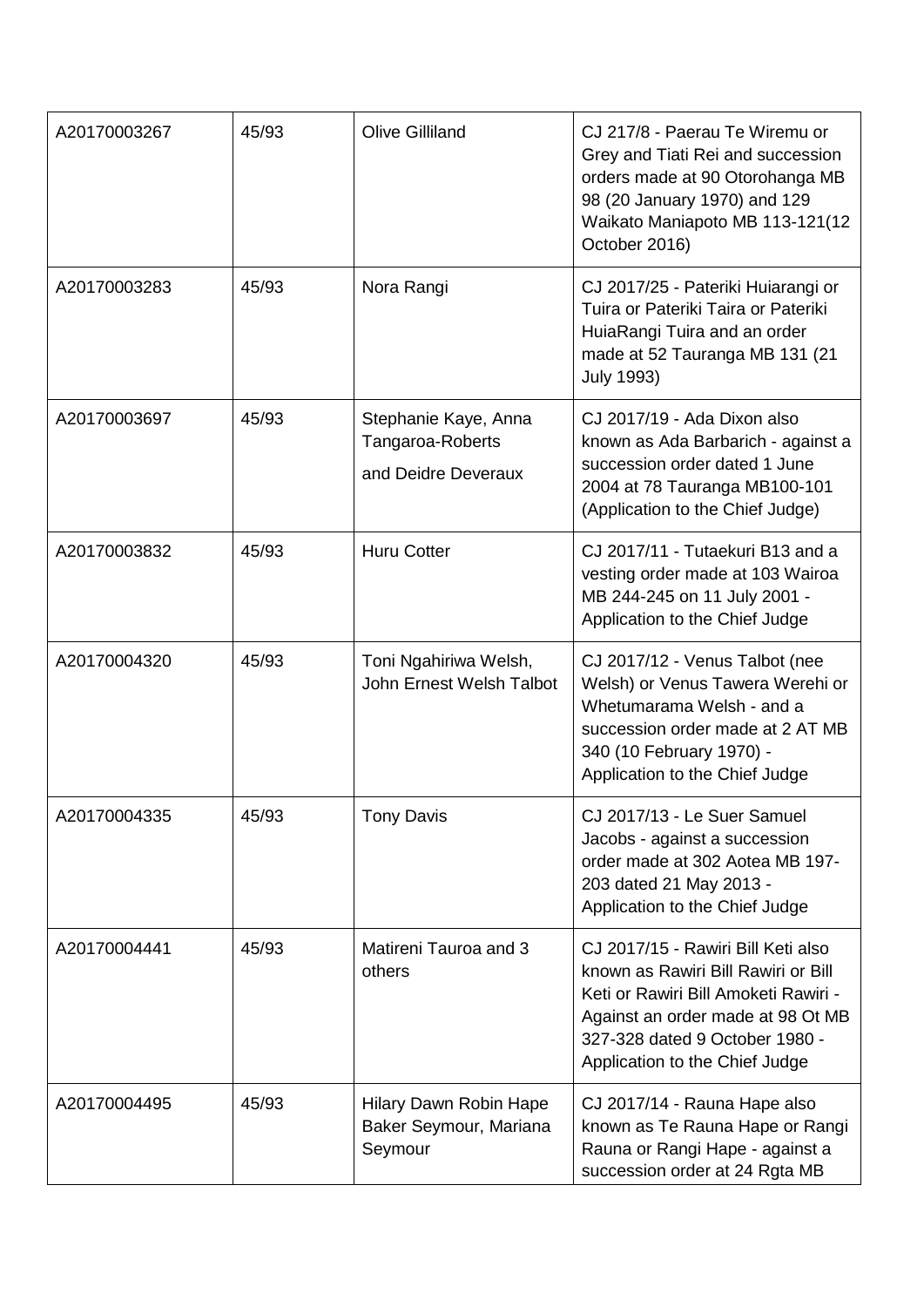| | | | |
|---|---|---|---|
| A20170003267 | 45/93 | Olive Gilliland | CJ 217/8 - Paerau Te Wiremu or Grey and Tiati Rei and succession orders made at 90 Otorohanga MB 98 (20 January 1970) and 129 Waikato Maniapoto MB 113-121(12 October 2016) |
| A20170003283 | 45/93 | Nora Rangi | CJ 2017/25 - Pateriki Huiarangi or Tuira or Pateriki Taira or Pateriki HuiaRangi Tuira and an order made at 52 Tauranga MB 131 (21 July 1993) |
| A20170003697 | 45/93 | Stephanie Kaye, Anna Tangaroa-Roberts and Deidre Deveraux | CJ 2017/19 - Ada Dixon also known as Ada Barbarich - against a succession order dated 1 June 2004 at 78 Tauranga MB100-101 (Application to the Chief Judge) |
| A20170003832 | 45/93 | Huru Cotter | CJ 2017/11 - Tutaekuri B13 and a vesting order made at 103 Wairoa MB 244-245 on 11 July 2001 - Application to the Chief Judge |
| A20170004320 | 45/93 | Toni Ngahiriwa Welsh, John Ernest Welsh Talbot | CJ 2017/12 - Venus Talbot (nee Welsh) or Venus Tawera Werehi or Whetumarama Welsh - and a succession order made at 2 AT MB 340 (10 February 1970) - Application to the Chief Judge |
| A20170004335 | 45/93 | Tony Davis | CJ 2017/13 - Le Suer Samuel Jacobs - against a succession order made at 302 Aotea MB 197-203 dated 21 May 2013 - Application to the Chief Judge |
| A20170004441 | 45/93 | Matireni Tauroa and 3 others | CJ 2017/15 - Rawiri Bill Keti also known as Rawiri Bill Rawiri or Bill Keti or Rawiri Bill Amoketi Rawiri - Against an order made at 98 Ot MB 327-328 dated 9 October 1980 - Application to the Chief Judge |
| A20170004495 | 45/93 | Hilary Dawn Robin Hape Baker Seymour, Mariana Seymour | CJ 2017/14 - Rauna Hape also known as Te Rauna Hape or Rangi Rauna or Rangi Hape - against a succession order at 24 Rgta MB |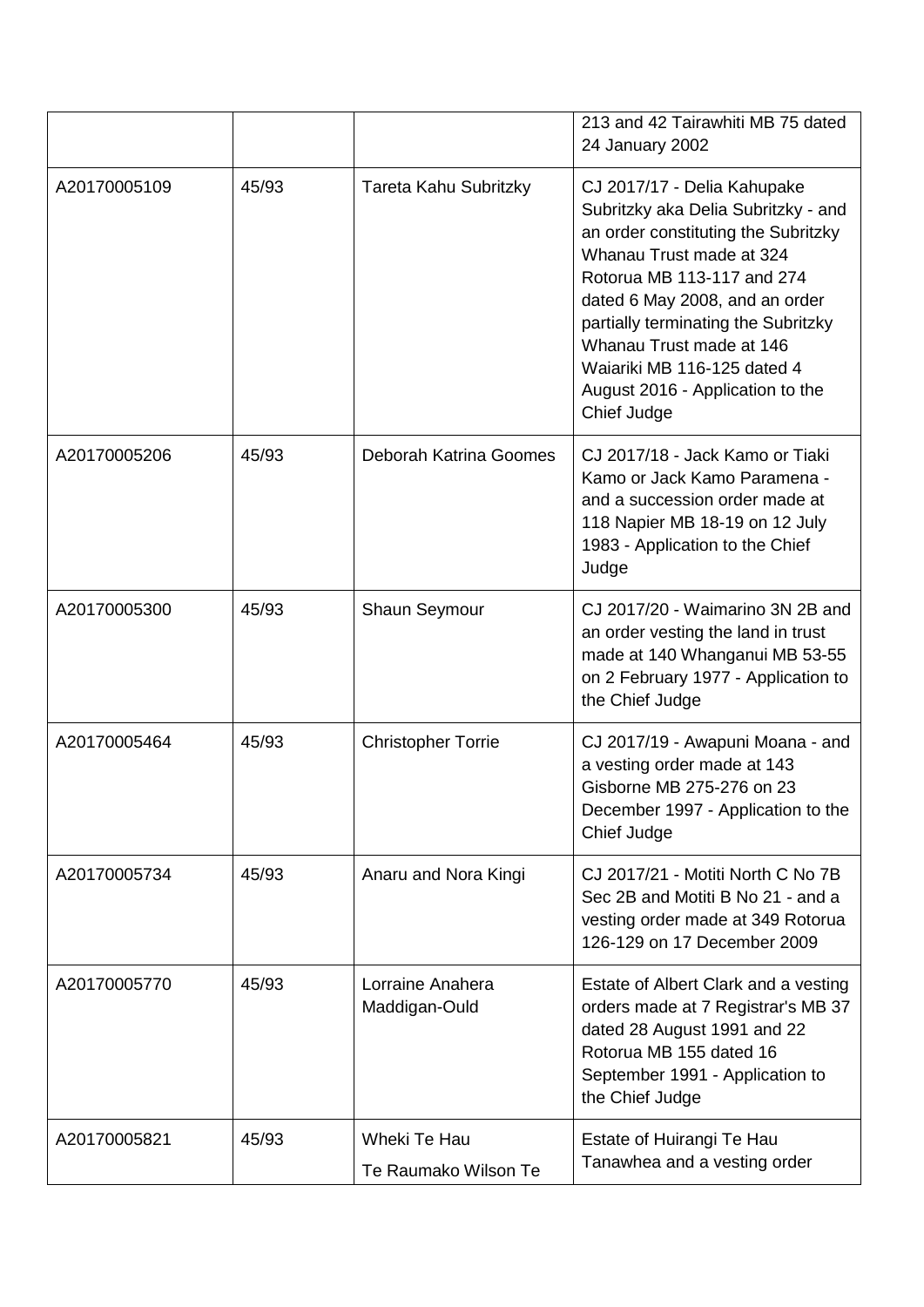| | | | |
|---|---|---|---|
| | | | 213 and 42 Tairawhiti MB 75 dated 24 January 2002 |
| A20170005109 | 45/93 | Tareta Kahu Subritzky | CJ 2017/17 - Delia Kahupake Subritzky aka Delia Subritzky - and an order constituting the Subritzky Whanau Trust made at 324 Rotorua MB 113-117 and 274 dated 6 May 2008, and an order partially terminating the Subritzky Whanau Trust made at 146 Waiariki MB 116-125 dated 4 August 2016 - Application to the Chief Judge |
| A20170005206 | 45/93 | Deborah Katrina Goomes | CJ 2017/18 - Jack Kamo or Tiaki Kamo or Jack Kamo Paramena - and a succession order made at 118 Napier MB 18-19 on 12 July 1983 - Application to the Chief Judge |
| A20170005300 | 45/93 | Shaun Seymour | CJ 2017/20 - Waimarino 3N 2B and an order vesting the land in trust made at 140 Whanganui MB 53-55 on 2 February 1977 - Application to the Chief Judge |
| A20170005464 | 45/93 | Christopher Torrie | CJ 2017/19 - Awapuni Moana - and a vesting order made at 143 Gisborne MB 275-276 on 23 December 1997 - Application to the Chief Judge |
| A20170005734 | 45/93 | Anaru and Nora Kingi | CJ 2017/21 - Motiti North C No 7B Sec 2B and Motiti B No 21 - and a vesting order made at 349 Rotorua 126-129 on 17 December 2009 |
| A20170005770 | 45/93 | Lorraine Anahera Maddigan-Ould | Estate of Albert Clark and a vesting orders made at 7 Registrar's MB 37 dated 28 August 1991 and 22 Rotorua MB 155 dated 16 September 1991 - Application to the Chief Judge |
| A20170005821 | 45/93 | Wheki Te Hau<br>Te Raumako Wilson Te | Estate of Huirangi Te Hau Tanawhea and a vesting order |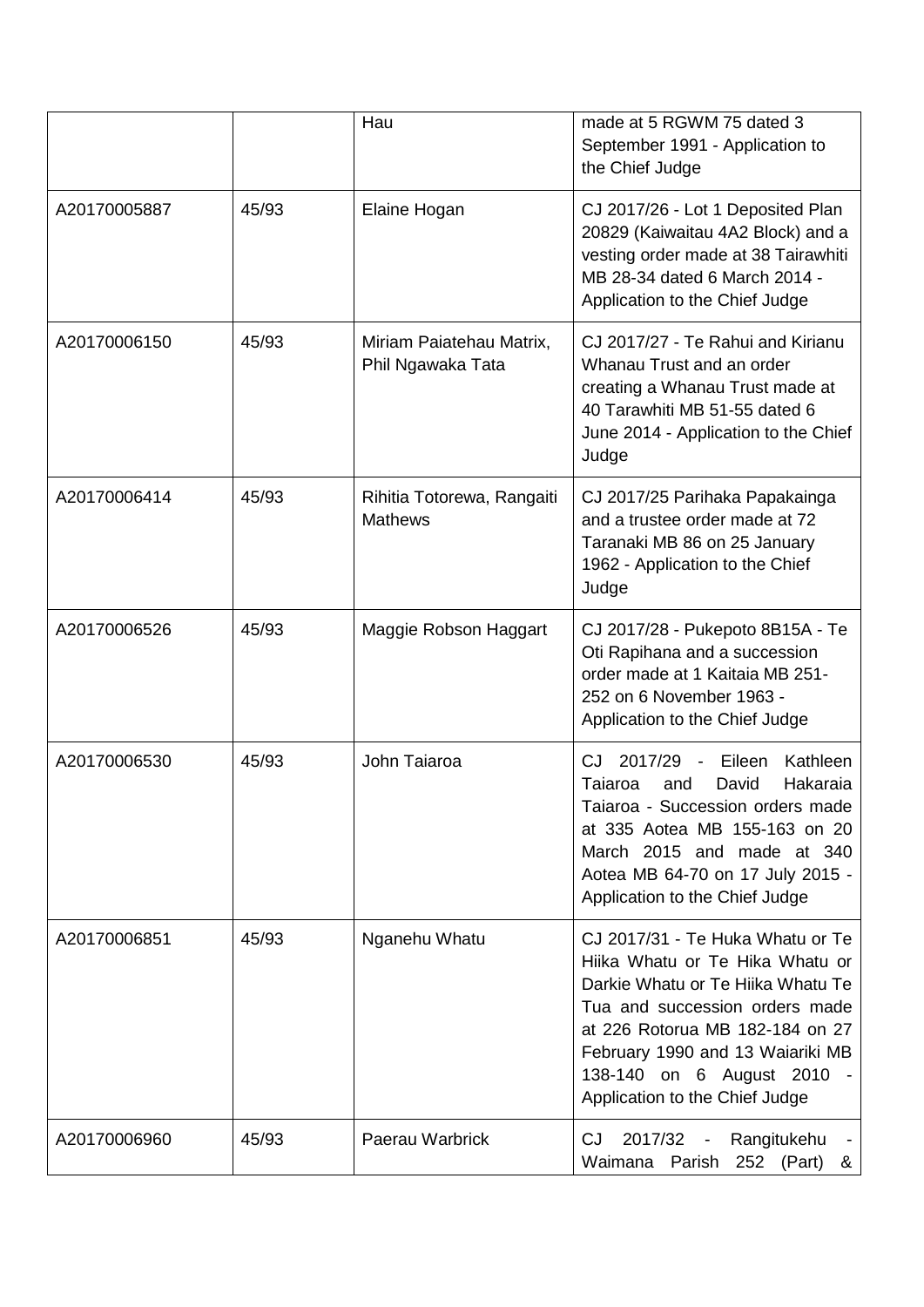|  |  | Hau | made at 5 RGWM 75 dated 3 September 1991 - Application to the Chief Judge |
| --- | --- | --- | --- |
| A20170005887 | 45/93 | Elaine Hogan | CJ 2017/26 - Lot 1 Deposited Plan 20829 (Kaiwaitau 4A2 Block) and a vesting order made at 38 Tairawhiti MB 28-34 dated 6 March 2014 - Application to the Chief Judge |
| A20170006150 | 45/93 | Miriam Paiatehau Matrix, Phil Ngawaka Tata | CJ 2017/27 - Te Rahui and Kirianu Whanau Trust and an order creating a Whanau Trust made at 40 Tarawhiti MB 51-55 dated 6 June 2014 - Application to the Chief Judge |
| A20170006414 | 45/93 | Rihitia Totorewa, Rangaiti Mathews | CJ 2017/25 Parihaka Papakainga and a trustee order made at 72 Taranaki MB 86 on 25 January 1962 - Application to the Chief Judge |
| A20170006526 | 45/93 | Maggie Robson Haggart | CJ 2017/28 - Pukepoto 8B15A - Te Oti Rapihana and a succession order made at 1 Kaitaia MB 251-252 on 6 November 1963 - Application to the Chief Judge |
| A20170006530 | 45/93 | John Taiaroa | CJ 2017/29 - Eileen Kathleen Taiaroa and David Hakaraia Taiaroa - Succession orders made at 335 Aotea MB 155-163 on 20 March 2015 and made at 340 Aotea MB 64-70 on 17 July 2015 - Application to the Chief Judge |
| A20170006851 | 45/93 | Nganehu Whatu | CJ 2017/31 - Te Huka Whatu or Te Hiika Whatu or Te Hika Whatu or Darkie Whatu or Te Hiika Whatu Te Tua and succession orders made at 226 Rotorua MB 182-184 on 27 February 1990 and 13 Waiariki MB 138-140 on 6 August 2010 - Application to the Chief Judge |
| A20170006960 | 45/93 | Paerau Warbrick | CJ 2017/32 - Rangitukehu - Waimana Parish 252 (Part) & |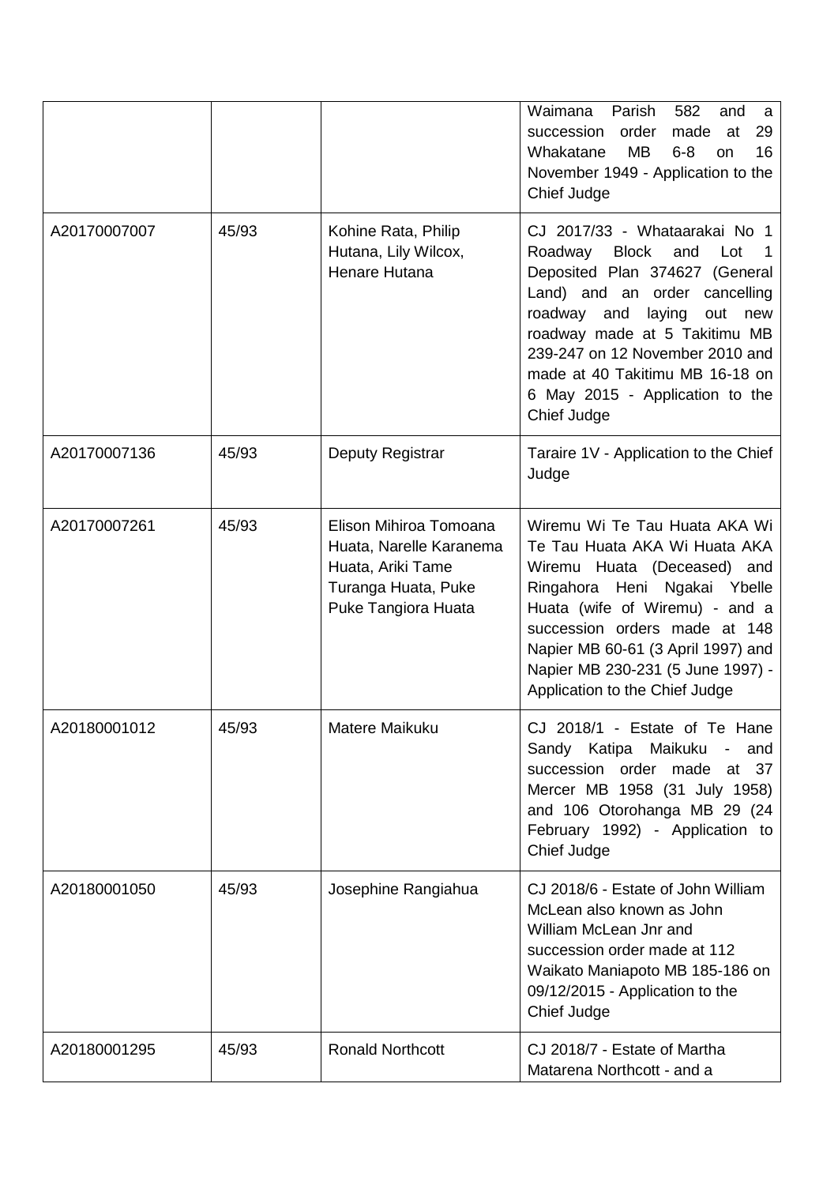| | | | |
|---|---|---|---|
| | | | Waimana Parish 582 and a succession order made at 29 Whakatane MB 6-8 on 16 November 1949 - Application to the Chief Judge |
| A20170007007 | 45/93 | Kohine Rata, Philip Hutana, Lily Wilcox, Henare Hutana | CJ 2017/33 - Whataarakai No 1 Roadway Block and Lot 1 Deposited Plan 374627 (General Land) and an order cancelling roadway and laying out new roadway made at 5 Takitimu MB 239-247 on 12 November 2010 and made at 40 Takitimu MB 16-18 on 6 May 2015 - Application to the Chief Judge |
| A20170007136 | 45/93 | Deputy Registrar | Taraire 1V - Application to the Chief Judge |
| A20170007261 | 45/93 | Elison Mihiroa Tomoana Huata, Narelle Karanema Huata, Ariki Tame Turanga Huata, Puke Puke Tangiora Huata | Wiremu Wi Te Tau Huata AKA Wi Te Tau Huata AKA Wi Huata AKA Wiremu Huata (Deceased) and Ringahora Heni Ngakai Ybelle Huata (wife of Wiremu) - and a succession orders made at 148 Napier MB 60-61 (3 April 1997) and Napier MB 230-231 (5 June 1997) - Application to the Chief Judge |
| A20180001012 | 45/93 | Matere Maikuku | CJ 2018/1 - Estate of Te Hane Sandy Katipa Maikuku - and succession order made at 37 Mercer MB 1958 (31 July 1958) and 106 Otorohanga MB 29 (24 February 1992) - Application to Chief Judge |
| A20180001050 | 45/93 | Josephine Rangiahua | CJ 2018/6 - Estate of John William McLean also known as John William McLean Jnr and succession order made at 112 Waikato Maniapoto MB 185-186 on 09/12/2015 - Application to the Chief Judge |
| A20180001295 | 45/93 | Ronald Northcott | CJ 2018/7 - Estate of Martha Matarena Northcott - and a |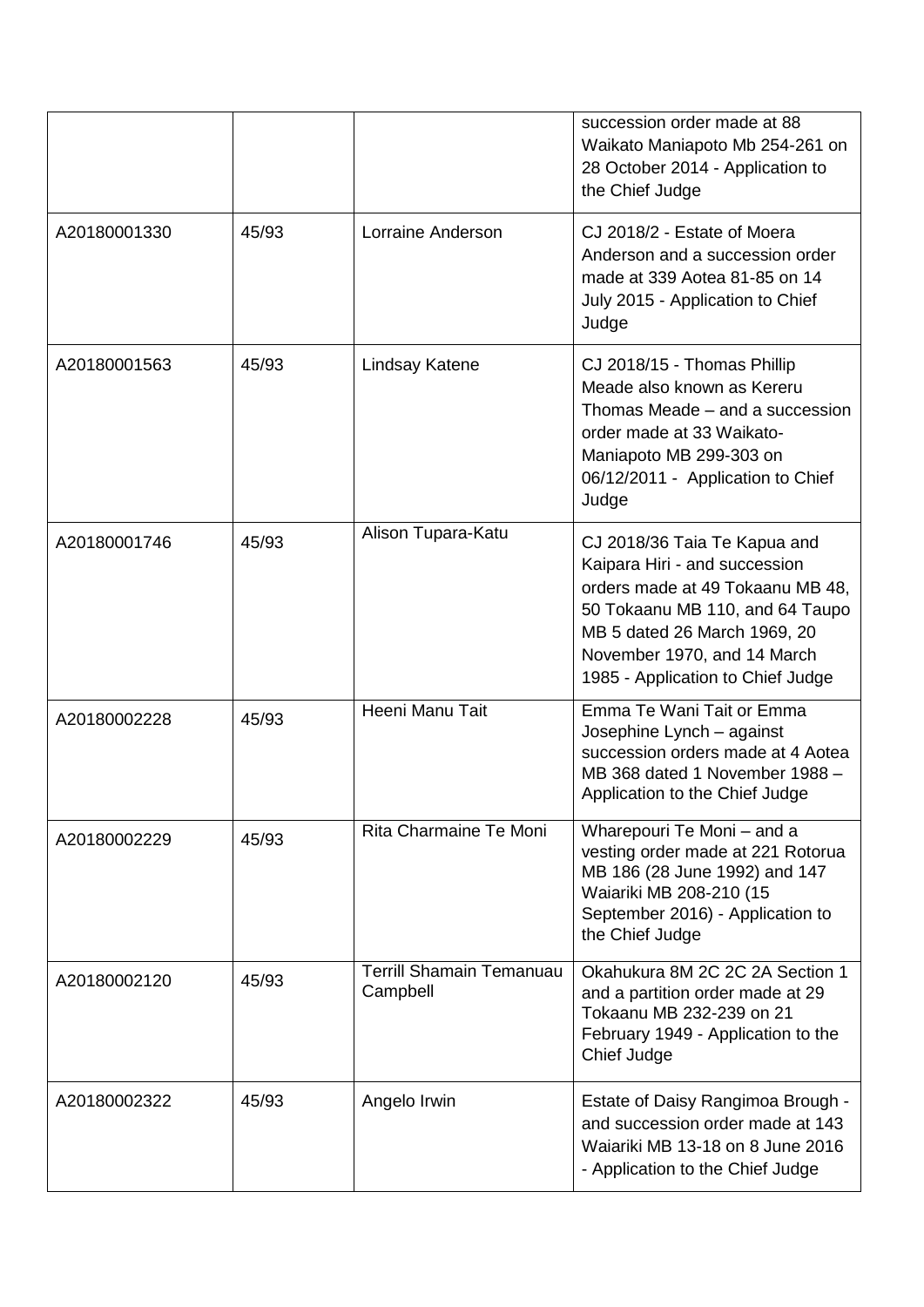| | | | |
|---|---|---|---|
| | | | succession order made at 88 Waikato Maniapoto Mb 254-261 on 28 October 2014 - Application to the Chief Judge |
| A20180001330 | 45/93 | Lorraine Anderson | CJ 2018/2 - Estate of Moera Anderson and a succession order made at 339 Aotea 81-85 on 14 July 2015 - Application to Chief Judge |
| A20180001563 | 45/93 | Lindsay Katene | CJ 2018/15 - Thomas Phillip Meade also known as Kereru Thomas Meade – and a succession order made at 33 Waikato-Maniapoto MB 299-303 on 06/12/2011 - Application to Chief Judge |
| A20180001746 | 45/93 | Alison Tupara-Katu | CJ 2018/36 Taia Te Kapua and Kaipara Hiri - and succession orders made at 49 Tokaanu MB 48, 50 Tokaanu MB 110, and 64 Taupo MB 5 dated 26 March 1969, 20 November 1970, and 14 March 1985 - Application to Chief Judge |
| A20180002228 | 45/93 | Heeni Manu Tait | Emma Te Wani Tait or Emma Josephine Lynch – against succession orders made at 4 Aotea MB 368 dated 1 November 1988 – Application to the Chief Judge |
| A20180002229 | 45/93 | Rita Charmaine Te Moni | Wharepouri Te Moni – and a vesting order made at 221 Rotorua MB 186 (28 June 1992) and 147 Waiariki MB 208-210 (15 September 2016) - Application to the Chief Judge |
| A20180002120 | 45/93 | Terrill Shamain Temanuau Campbell | Okahukura 8M 2C 2C 2A Section 1 and a partition order made at 29 Tokaanu MB 232-239 on 21 February 1949 - Application to the Chief Judge |
| A20180002322 | 45/93 | Angelo Irwin | Estate of Daisy Rangimoa Brough - and succession order made at 143 Waiariki MB 13-18 on 8 June 2016 - Application to the Chief Judge |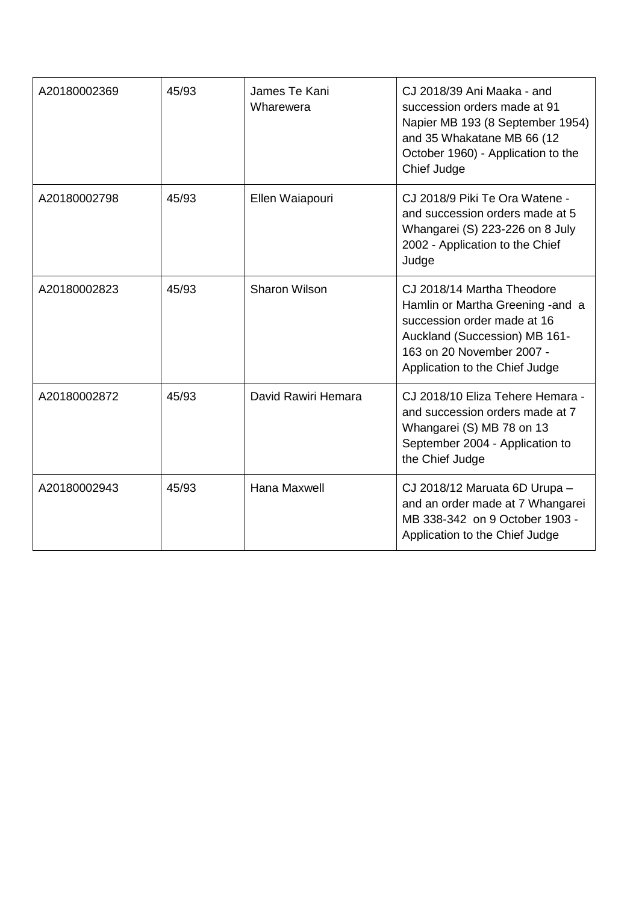| | | | |
|---|---|---|---|
| A20180002369 | 45/93 | James Te Kani Wharewera | CJ 2018/39 Ani Maaka - and succession orders made at 91 Napier MB 193 (8 September 1954) and 35 Whakatane MB 66 (12 October 1960) - Application to the Chief Judge |
| A20180002798 | 45/93 | Ellen Waiapouri | CJ 2018/9 Piki Te Ora Watene - and succession orders made at 5 Whangarei (S) 223-226 on 8 July 2002 - Application to the Chief Judge |
| A20180002823 | 45/93 | Sharon Wilson | CJ 2018/14 Martha Theodore Hamlin or Martha Greening -and a succession order made at 16 Auckland (Succession) MB 161-163 on 20 November 2007 - Application to the Chief Judge |
| A20180002872 | 45/93 | David Rawiri Hemara | CJ 2018/10 Eliza Tehere Hemara - and succession orders made at 7 Whangarei (S) MB 78 on 13 September 2004 - Application to the Chief Judge |
| A20180002943 | 45/93 | Hana Maxwell | CJ 2018/12 Maruata 6D Urupa – and an order made at 7 Whangarei MB 338-342 on 9 October 1903 - Application to the Chief Judge |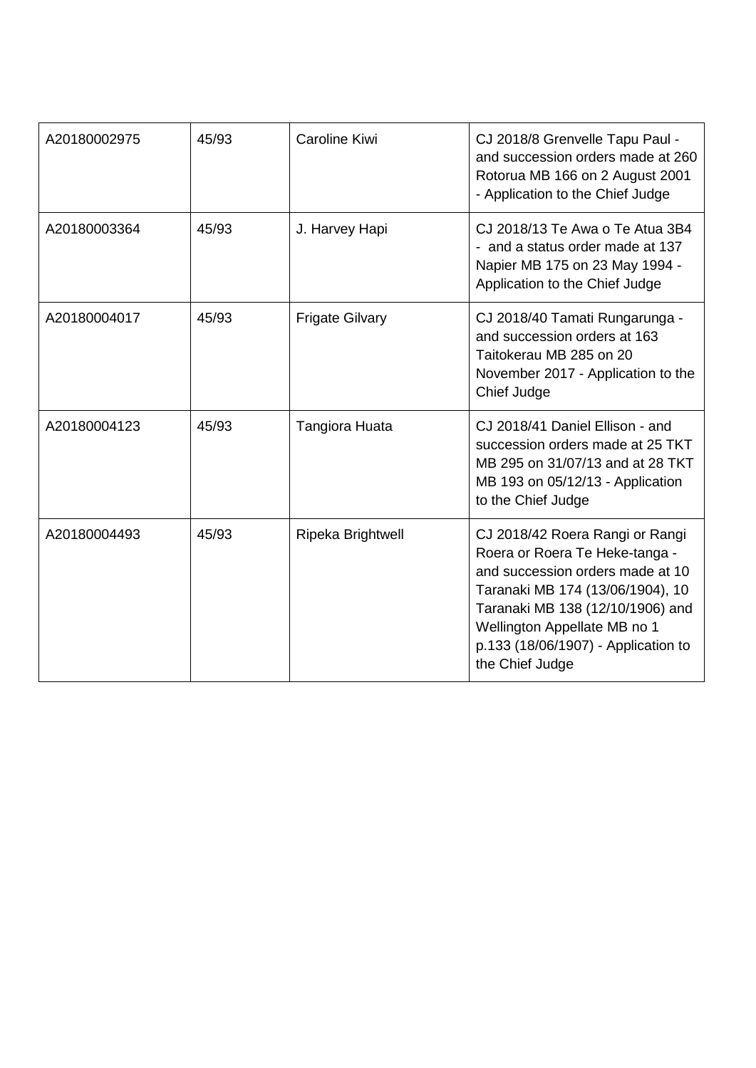| | | | |
|---|---|---|---|
| A20180002975 | 45/93 | Caroline Kiwi | CJ 2018/8 Grenvelle Tapu Paul - and succession orders made at 260 Rotorua MB 166 on 2 August 2001 - Application to the Chief Judge |
| A20180003364 | 45/93 | J. Harvey Hapi | CJ 2018/13 Te Awa o Te Atua 3B4 - and a status order made at 137 Napier MB 175 on 23 May 1994 - Application to the Chief Judge |
| A20180004017 | 45/93 | Frigate Gilvary | CJ 2018/40 Tamati Rungarunga - and succession orders at 163 Taitokerau MB 285 on 20 November 2017 - Application to the Chief Judge |
| A20180004123 | 45/93 | Tangiora Huata | CJ 2018/41 Daniel Ellison - and succession orders made at 25 TKT MB 295 on 31/07/13 and at 28 TKT MB 193 on 05/12/13 - Application to the Chief Judge |
| A20180004493 | 45/93 | Ripeka Brightwell | CJ 2018/42 Roera Rangi or Rangi Roera or Roera Te Heke-tanga - and succession orders made at 10 Taranaki MB 174 (13/06/1904), 10 Taranaki MB 138 (12/10/1906) and Wellington Appellate MB no 1 p.133 (18/06/1907) - Application to the Chief Judge |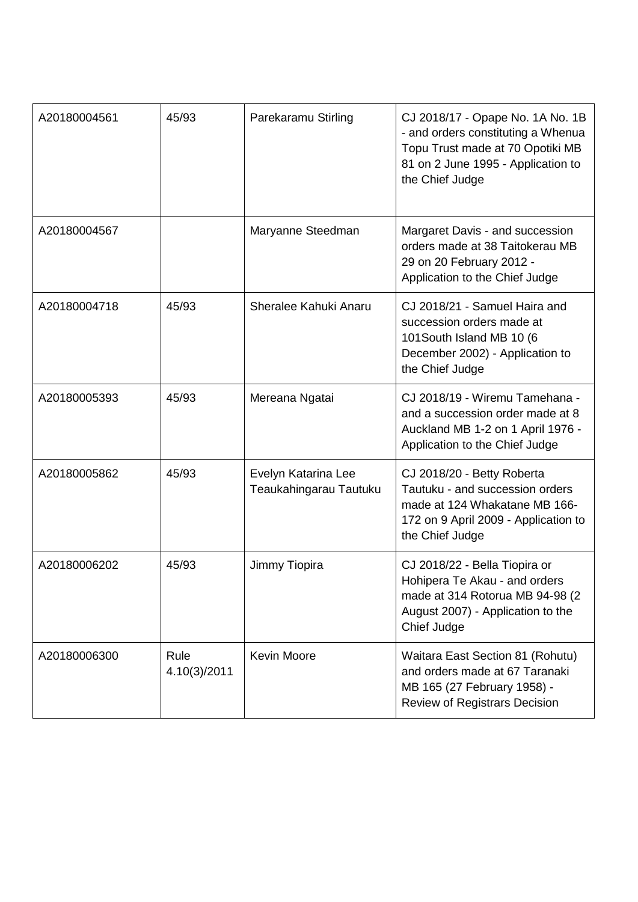| | | | |
|---|---|---|---|
| A20180004561 | 45/93 | Parekaramu Stirling | CJ 2018/17 - Opape No. 1A No. 1B - and orders constituting a Whenua Topu Trust made at 70 Opotiki MB 81 on 2 June 1995 - Application to the Chief Judge |
| A20180004567 | | Maryanne Steedman | Margaret Davis - and succession orders made at 38 Taitokerau MB 29 on 20 February 2012 - Application to the Chief Judge |
| A20180004718 | 45/93 | Sheralee Kahuki Anaru | CJ 2018/21 - Samuel Haira and succession orders made at 101South Island MB 10 (6 December 2002) - Application to the Chief Judge |
| A20180005393 | 45/93 | Mereana Ngatai | CJ 2018/19 - Wiremu Tamehana - and a succession order made at 8 Auckland MB 1-2 on 1 April 1976 - Application to the Chief Judge |
| A20180005862 | 45/93 | Evelyn Katarina Lee Teaukahingarau Tautuku | CJ 2018/20 - Betty Roberta Tautuku - and succession orders made at 124 Whakatane MB 166-172 on 9 April 2009 - Application to the Chief Judge |
| A20180006202 | 45/93 | Jimmy Tiopira | CJ 2018/22 - Bella Tiopira or Hohipera Te Akau - and orders made at 314 Rotorua MB 94-98 (2 August 2007) - Application to the Chief Judge |
| A20180006300 | Rule 4.10(3)/2011 | Kevin Moore | Waitara East Section 81 (Rohutu) and orders made at 67 Taranaki MB 165 (27 February 1958) - Review of Registrars Decision |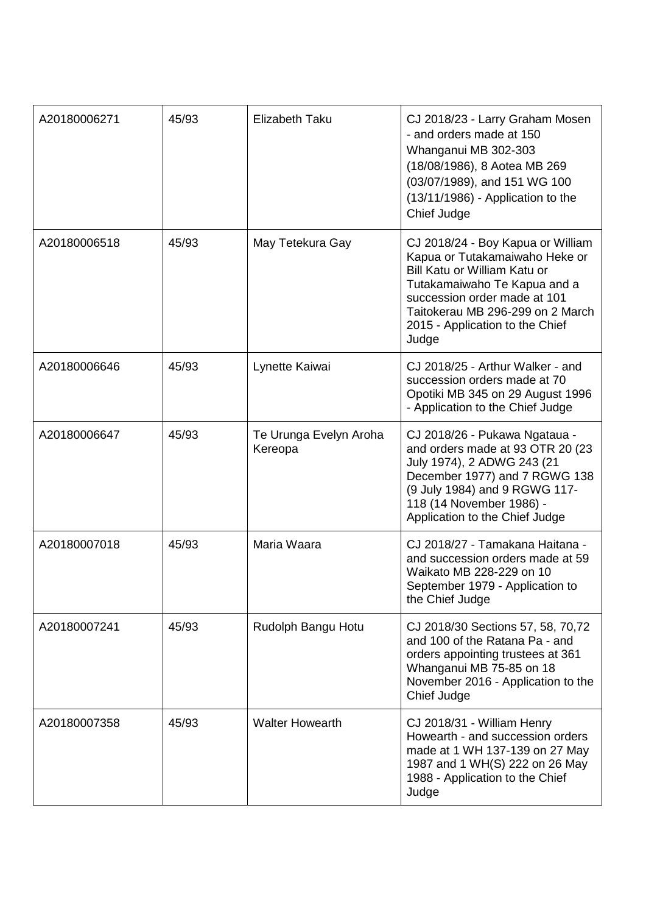| | | | |
|---|---|---|---|
| A20180006271 | 45/93 | Elizabeth Taku | CJ 2018/23 - Larry Graham Mosen - and orders made at 150 Whanganui MB 302-303 (18/08/1986), 8 Aotea MB 269 (03/07/1989), and 151 WG 100 (13/11/1986) - Application to the Chief Judge |
| A20180006518 | 45/93 | May Tetekura Gay | CJ 2018/24 - Boy Kapua or William Kapua or Tutakamaiwaho Heke or Bill Katu or William Katu or Tutakamaiwaho Te Kapua and a succession order made at 101 Taitokerau MB 296-299 on 2 March 2015 - Application to the Chief Judge |
| A20180006646 | 45/93 | Lynette Kaiwai | CJ 2018/25 - Arthur Walker - and succession orders made at 70 Opotiki MB 345 on 29 August 1996 - Application to the Chief Judge |
| A20180006647 | 45/93 | Te Urunga Evelyn Aroha Kereopa | CJ 2018/26 - Pukawa Ngataua - and orders made at 93 OTR 20 (23 July 1974), 2 ADWG 243 (21 December 1977) and 7 RGWG 138 (9 July 1984) and 9 RGWG 117-118 (14 November 1986) - Application to the Chief Judge |
| A20180007018 | 45/93 | Maria Waara | CJ 2018/27 - Tamakana Haitana - and succession orders made at 59 Waikato MB 228-229 on 10 September 1979 - Application to the Chief Judge |
| A20180007241 | 45/93 | Rudolph Bangu Hotu | CJ 2018/30 Sections 57, 58, 70,72 and 100 of the Ratana Pa - and orders appointing trustees at 361 Whanganui MB 75-85 on 18 November 2016 - Application to the Chief Judge |
| A20180007358 | 45/93 | Walter Howearth | CJ 2018/31 - William Henry Howearth - and succession orders made at 1 WH 137-139 on 27 May 1987 and 1 WH(S) 222 on 26 May 1988 - Application to the Chief Judge |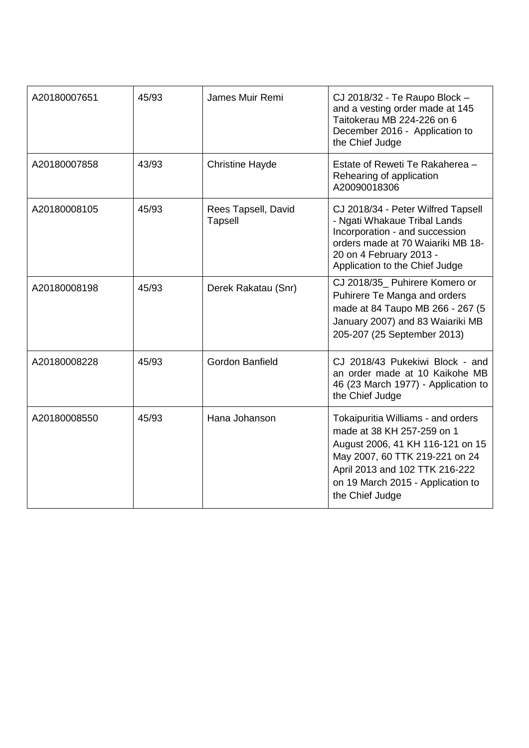| | | | |
|---|---|---|---|
| A20180007651 | 45/93 | James Muir Remi | CJ 2018/32 - Te Raupo Block – and a vesting order made at 145 Taitokerau MB 224-226 on 6 December 2016 - Application to the Chief Judge |
| A20180007858 | 43/93 | Christine Hayde | Estate of Reweti Te Rakaherea – Rehearing of application A20090018306 |
| A20180008105 | 45/93 | Rees Tapsell, David Tapsell | CJ 2018/34 - Peter Wilfred Tapsell - Ngati Whakaue Tribal Lands Incorporation - and succession orders made at 70 Waiariki MB 18-20 on 4 February 2013 - Application to the Chief Judge |
| A20180008198 | 45/93 | Derek Rakatau (Snr) | CJ 2018/35_ Puhirere Komero or Puhirere Te Manga and orders made at 84 Taupo MB 266 - 267 (5 January 2007) and 83 Waiariki MB 205-207 (25 September 2013) |
| A20180008228 | 45/93 | Gordon Banfield | CJ 2018/43 Pukekiwi Block - and an order made at 10 Kaikohe MB 46 (23 March 1977) - Application to the Chief Judge |
| A20180008550 | 45/93 | Hana Johanson | Tokaipuritia Williams - and orders made at 38 KH 257-259 on 1 August 2006, 41 KH 116-121 on 15 May 2007, 60 TTK 219-221 on 24 April 2013 and 102 TTK 216-222 on 19 March 2015 - Application to the Chief Judge |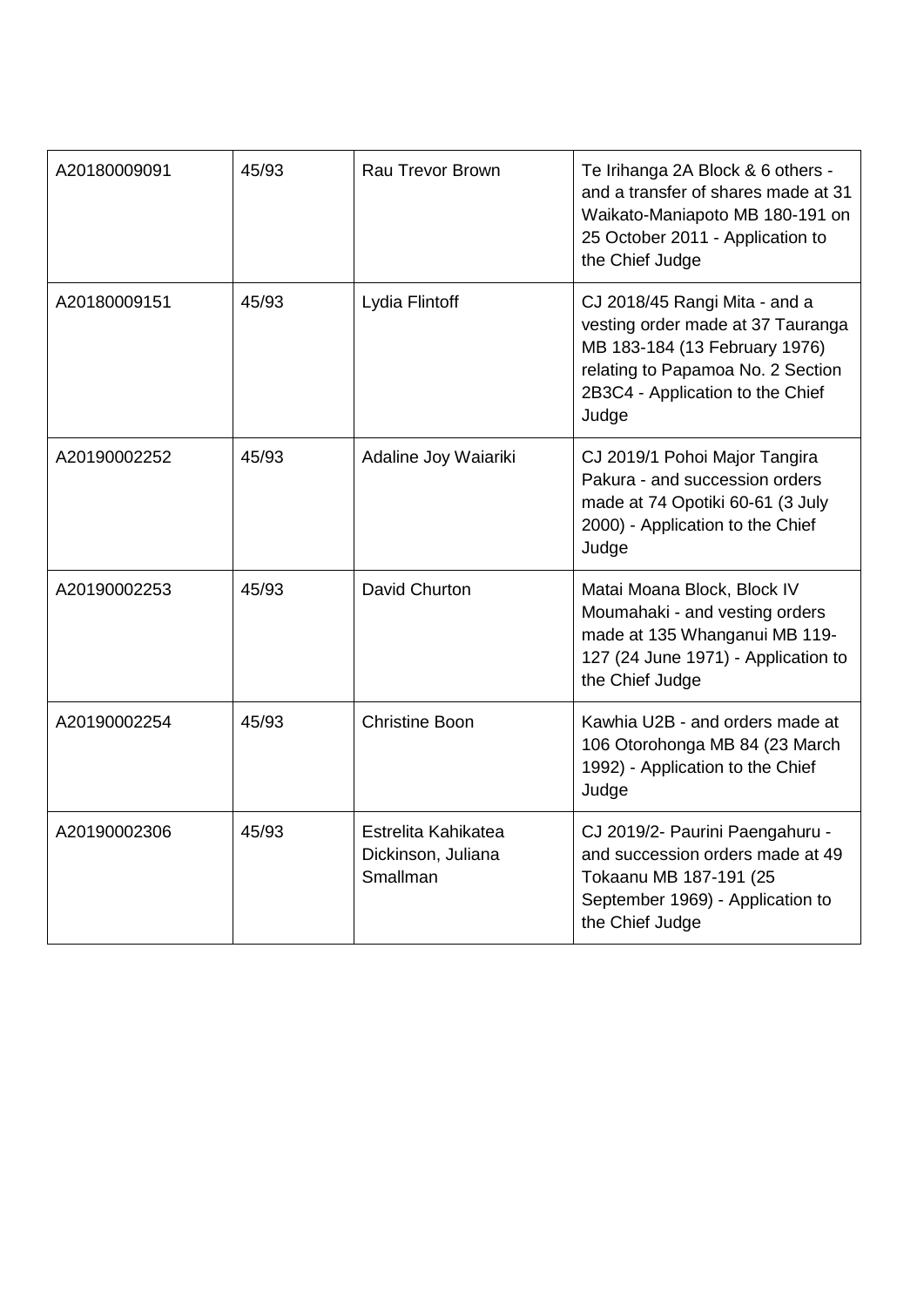| | | | |
|---|---|---|---|
| A20180009091 | 45/93 | Rau Trevor Brown | Te Irihanga 2A Block & 6 others - and a transfer of shares made at 31 Waikato-Maniapoto MB 180-191 on 25 October 2011 - Application to the Chief Judge |
| A20180009151 | 45/93 | Lydia Flintoff | CJ 2018/45 Rangi Mita - and a vesting order made at 37 Tauranga MB 183-184 (13 February 1976) relating to Papamoa No. 2 Section 2B3C4 - Application to the Chief Judge |
| A20190002252 | 45/93 | Adaline Joy Waiariki | CJ 2019/1 Pohoi Major Tangira Pakura - and succession orders made at 74 Opotiki 60-61 (3 July 2000) - Application to the Chief Judge |
| A20190002253 | 45/93 | David Churton | Matai Moana Block, Block IV Moumahaki - and vesting orders made at 135 Whanganui MB 119-127 (24 June 1971) - Application to the Chief Judge |
| A20190002254 | 45/93 | Christine Boon | Kawhia U2B - and orders made at 106 Otorohonga MB 84 (23 March 1992) - Application to the Chief Judge |
| A20190002306 | 45/93 | Estrelita Kahikatea Dickinson, Juliana Smallman | CJ 2019/2- Paurini Paengahuru - and succession orders made at 49 Tokaanu MB 187-191 (25 September 1969) - Application to the Chief Judge |